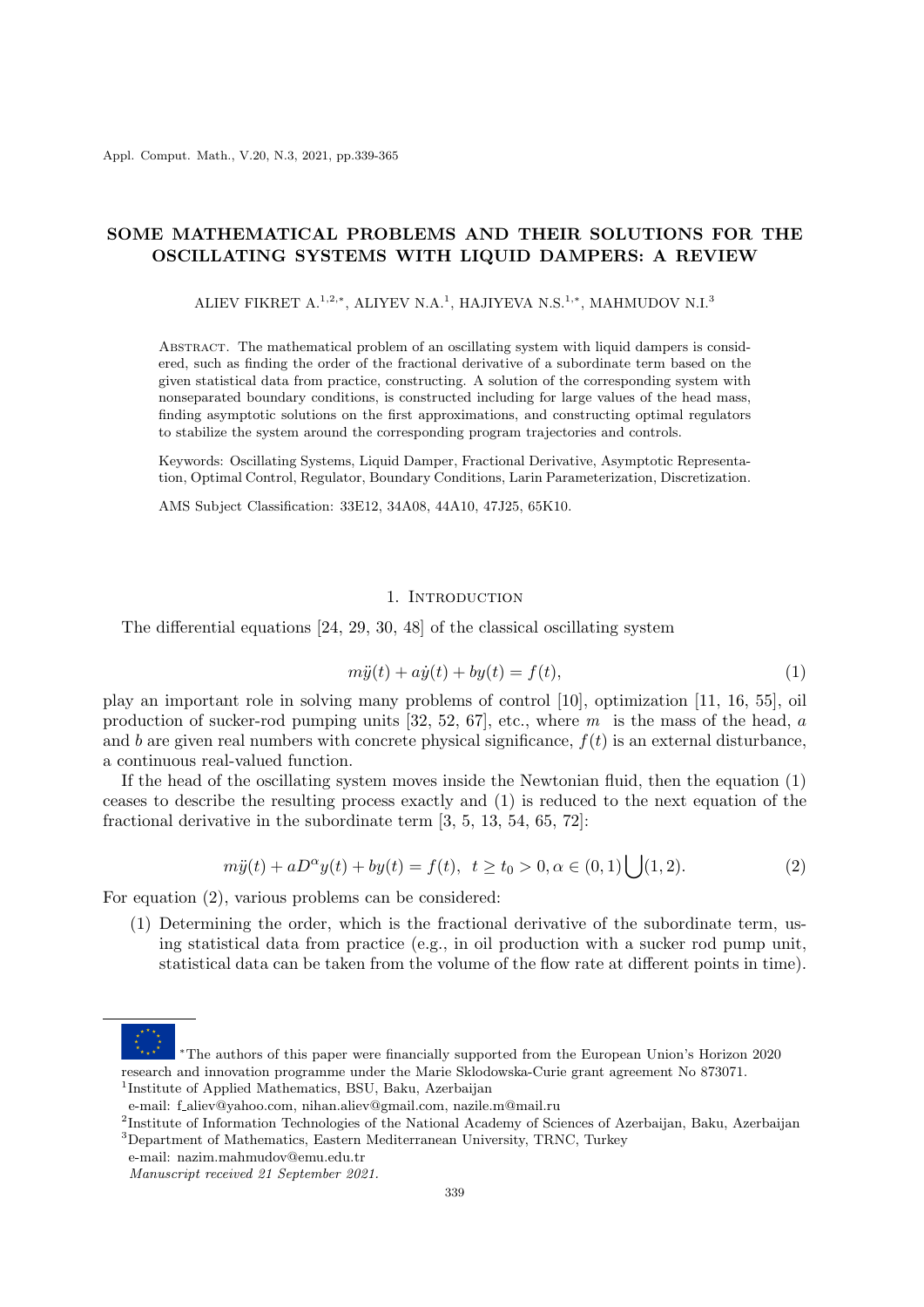# SOME MATHEMATICAL PROBLEMS AND THEIR SOLUTIONS FOR THE OSCILLATING SYSTEMS WITH LIQUID DAMPERS: A REVIEW

ALIEV FIKRET A.[1,2,*], ALIYEV N.A.[1], HAJIYEVA N.S.[1,*], MAHMUDOV N.I.[3]

Abstract. The mathematical problem of an oscillating system with liquid dampers is considered, such as finding the order of the fractional derivative of a subordinate term based on the given statistical data from practice, constructing. A solution of the corresponding system with nonseparated boundary conditions, is constructed including for large values of the head mass, finding asymptotic solutions on the first approximations, and constructing optimal regulators to stabilize the system around the corresponding program trajectories and controls.

Keywords: Oscillating Systems, Liquid Damper, Fractional Derivative, Asymptotic Representation, Optimal Control, Regulator, Boundary Conditions, Larin Parameterization, Discretization.

AMS Subject Classification: 33E12, 34A08, 44A10, 47J25, 65K10.

## 1. Introduction

The differential equations [24, 29, 30, 48] of the classical oscillating system

$$m\ddot{y}(t) + a\dot{y}(t) + by(t) = f(t), \tag{1}$$

play an important role in solving many problems of control [10], optimization [11, 16, 55], oil production of sucker-rod pumping units [32, 52, 67], etc., where $m$ is the mass of the head, $a$ and $b$ are given real numbers with concrete physical significance, $f(t)$ is an external disturbance, a continuous real-valued function.

If the head of the oscillating system moves inside the Newtonian fluid, then the equation (1) ceases to describe the resulting process exactly and (1) is reduced to the next equation of the fractional derivative in the subordinate term [3, 5, 13, 54, 65, 72]:

$$m\ddot{y}(t) + aD^{\alpha}y(t) + by(t) = f(t), \;\; t \geq t_0 > 0, \alpha \in (0,1) \bigcup (1,2). \tag{2}$$

For equation (2), various problems can be considered:

1. Determining the order, which is the fractional derivative of the subordinate term, using statistical data from practice (e.g., in oil production with a sucker rod pump unit, statistical data can be taken from the volume of the flow rate at different points in time).

---

*The authors of this paper were financially supported from the European Union's Horizon 2020 research and innovation programme under the Marie Sklodowska-Curie grant agreement No 873071.

[1]Institute of Applied Mathematics, BSU, Baku, Azerbaijan
e-mail: f_aliev@yahoo.com, nihan.aliev@gmail.com, nazile.m@mail.ru

[2]Institute of Information Technologies of the National Academy of Sciences of Azerbaijan, Baku, Azerbaijan

[3]Department of Mathematics, Eastern Mediterranean University, TRNC, Turkey
e-mail: nazim.mahmudov@emu.edu.tr

*Manuscript received 21 September 2021.*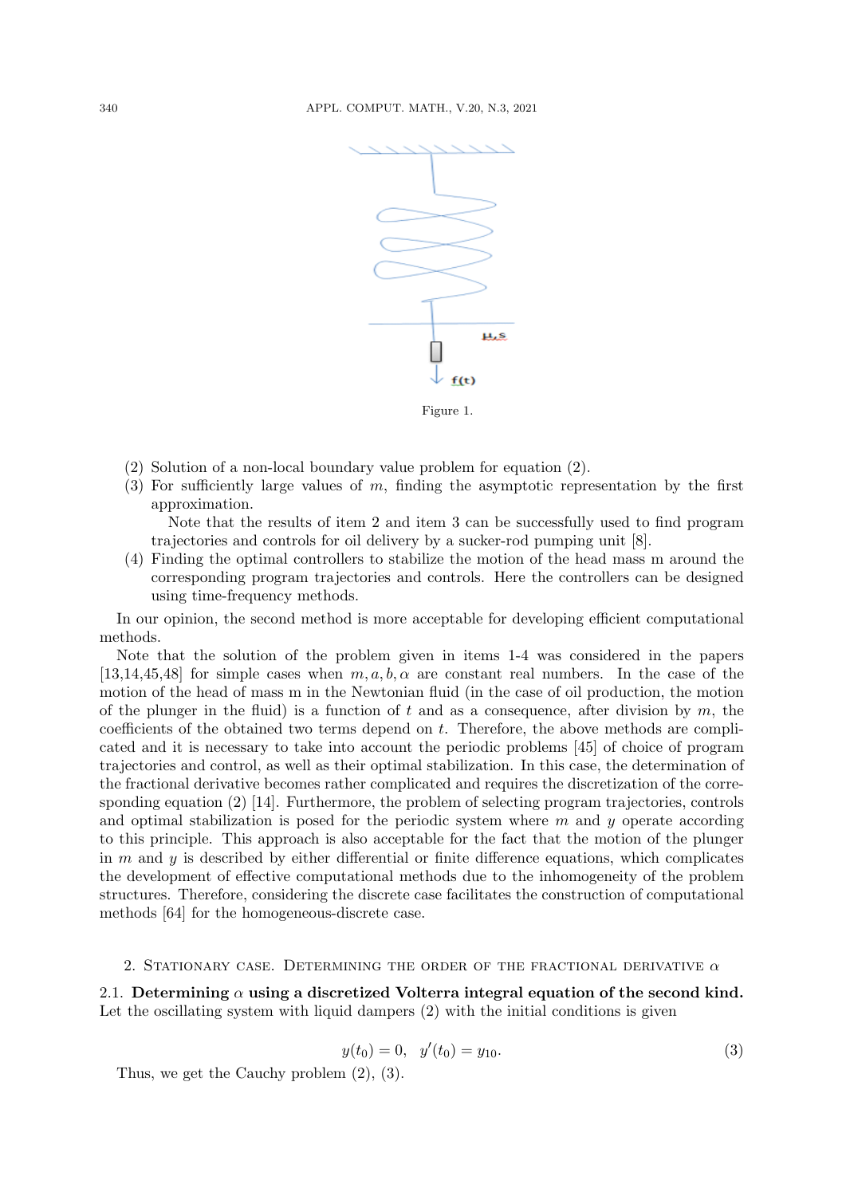Figure 1.

(2) Solution of a non-local boundary value problem for equation (2).

(3) For sufficiently large values of $m$, finding the asymptotic representation by the first approximation.

  Note that the results of item 2 and item 3 can be successfully used to find program trajectories and controls for oil delivery by a sucker-rod pumping unit [8].

(4) Finding the optimal controllers to stabilize the motion of the head mass m around the corresponding program trajectories and controls. Here the controllers can be designed using time-frequency methods.

In our opinion, the second method is more acceptable for developing efficient computational methods.

Note that the solution of the problem given in items 1-4 was considered in the papers [13,14,45,48] for simple cases when $m, a, b, \alpha$ are constant real numbers. In the case of the motion of the head of mass m in the Newtonian fluid (in the case of oil production, the motion of the plunger in the fluid) is a function of $t$ and as a consequence, after division by $m$, the coefficients of the obtained two terms depend on $t$. Therefore, the above methods are complicated and it is necessary to take into account the periodic problems [45] of choice of program trajectories and control, as well as their optimal stabilization. In this case, the determination of the fractional derivative becomes rather complicated and requires the discretization of the corresponding equation (2) [14]. Furthermore, the problem of selecting program trajectories, controls and optimal stabilization is posed for the periodic system where $m$ and $y$ operate according to this principle. This approach is also acceptable for the fact that the motion of the plunger in $m$ and $y$ is described by either differential or finite difference equations, which complicates the development of effective computational methods due to the inhomogeneity of the problem structures. Therefore, considering the discrete case facilitates the construction of computational methods [64] for the homogeneous-discrete case.

## 2. Stationary case. Determining the order of the fractional derivative $\alpha$

**2.1. Determining $\alpha$ using a discretized Volterra integral equation of the second kind.** Let the oscillating system with liquid dampers (2) with the initial conditions is given

$$y(t_0) = 0, \quad y'(t_0) = y_{10}. \tag{3}$$

Thus, we get the Cauchy problem (2), (3).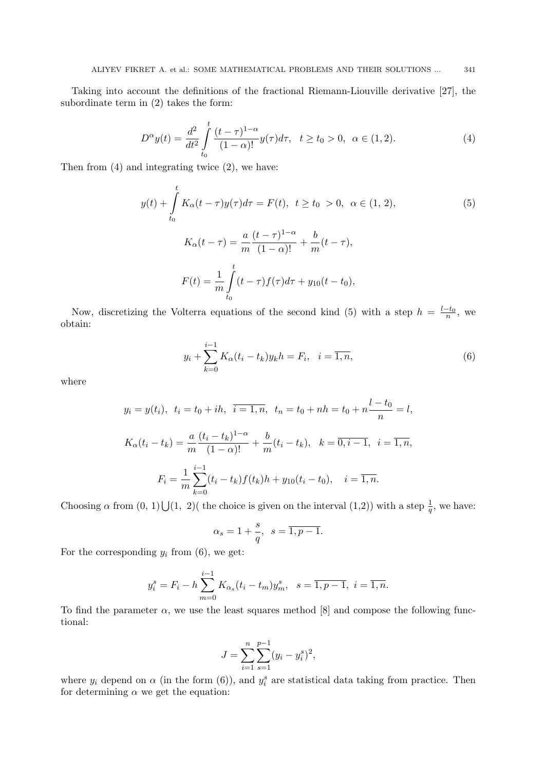Taking into account the definitions of the fractional Riemann-Liouville derivative [27], the subordinate term in (2) takes the form:

$$D^{\alpha}y(t) = \frac{d^2}{dt^2}\int\limits_{t_0}^{t} \frac{(t-\tau)^{1-\alpha}}{(1-\alpha)!}y(\tau)d\tau, \quad t \geq t_0 > 0, \;\; \alpha \in (1, 2). \tag{4}$$

Then from (4) and integrating twice (2), we have:

$$y(t) + \int\limits_{t_0}^{t} K_{\alpha}(t-\tau)y(\tau)d\tau = F(t), \;\; t \geq t_0 \; > 0, \;\; \alpha \in (1, \, 2), \tag{5}$$

$$K_{\alpha}(t-\tau) = \frac{a}{m}\frac{(t-\tau)^{1-\alpha}}{(1-\alpha)!} + \frac{b}{m}(t-\tau),$$

$$F(t) = \frac{1}{m}\int\limits_{t_0}^{t}(t-\tau)f(\tau)d\tau + y_{10}(t-t_0),$$

Now, discretizing the Volterra equations of the second kind (5) with a step $h = \frac{l-t_0}{n}$, we obtain:

$$y_i + \sum_{k=0}^{i-1} K_{\alpha}(t_i - t_k)y_k h = F_i, \quad i = \overline{1, n}, \tag{6}$$

where

$$y_i = y(t_i), \;\; t_i = t_0 + ih, \;\; \overline{i = 1, n}, \;\; t_n = t_0 + nh = t_0 + n\frac{l-t_0}{n} = l,$$

$$K_{\alpha}(t_i - t_k) = \frac{a}{m}\frac{(t_i - t_k)^{1-\alpha}}{(1-\alpha)!} + \frac{b}{m}(t_i - t_k), \quad k = \overline{0, i-1}, \;\; i = \overline{1, n},$$

$$F_i = \frac{1}{m}\sum_{k=0}^{i-1}(t_i - t_k)f(t_k)h + y_{10}(t_i - t_0), \quad i = \overline{1, n}.$$

Choosing $\alpha$ from $(0, \, 1)\bigcup(1, \, 2)$( the choice is given on the interval (1,2)) with a step $\frac{1}{q}$, we have:

$$\alpha_s = 1 + \frac{s}{q}, \;\; s = \overline{1, p-1}.$$

For the corresponding $y_i$ from (6), we get:

$$y_i^s = F_i - h\sum_{m=0}^{i-1} K_{\alpha_s}(t_i - t_m)y_m^s, \quad s = \overline{1, p-1}, \;\; i = \overline{1, n}.$$

To find the parameter $\alpha$, we use the least squares method [8] and compose the following functional:

$$J = \sum_{i=1}^{n}\sum_{s=1}^{p-1}(y_i - y_i^s)^2,$$

where $y_i$ depend on $\alpha$ (in the form (6)), and $y_i^s$ are statistical data taking from practice. Then for determining $\alpha$ we get the equation: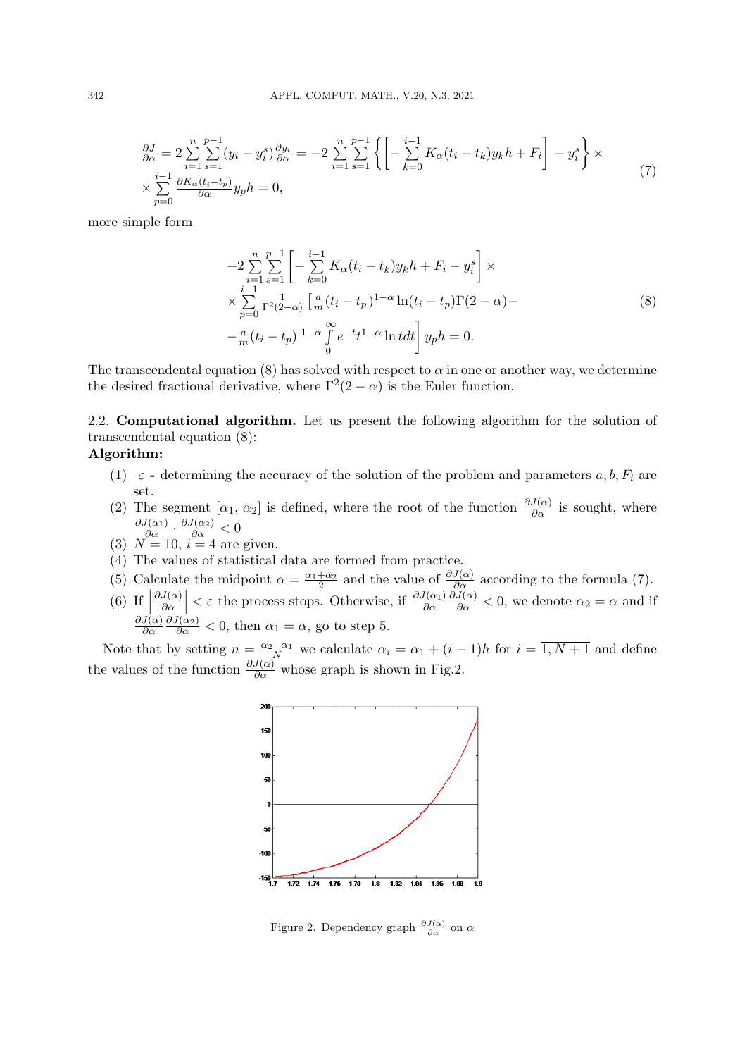$$\frac{\partial J}{\partial \alpha} = 2\sum_{i=1}^{n}\sum_{s=1}^{p-1}(y_i - y_i^s)\frac{\partial y_i}{\partial \alpha} = -2\sum_{i=1}^{n}\sum_{s=1}^{p-1}\left\{\left[-\sum_{k=0}^{i-1}K_\alpha(t_i - t_k)y_k h + F_i\right] - y_i^s\right\} \times$$
$$\times \sum_{p=0}^{i-1}\frac{\partial K_\alpha(t_i - t_p)}{\partial \alpha}y_p h = 0, \tag{7}$$

more simple form

$$+2\sum_{i=1}^{n}\sum_{s=1}^{p-1}\left[-\sum_{k=0}^{i-1}K_\alpha(t_i - t_k)y_k h + F_i - y_i^s\right] \times$$
$$\times \sum_{p=0}^{i-1}\frac{1}{\Gamma^2(2-\alpha)}\left[\frac{a}{m}(t_i - t_p)^{1-\alpha}\ln(t_i - t_p)\Gamma(2-\alpha) - \right.$$
$$\left. -\frac{a}{m}(t_i - t_p)^{\,1-\alpha}\int_0^\infty e^{-t}t^{1-\alpha}\ln t dt\right] y_p h = 0. \tag{8}$$

The transcendental equation (8) has solved with respect to $\alpha$ in one or another way, we determine the desired fractional derivative, where $\Gamma^2(2-\alpha)$ is the Euler function.

2.2. **Computational algorithm.** Let us present the following algorithm for the solution of transcendental equation (8):

**Algorithm:**

1. $\varepsilon$ - determining the accuracy of the solution of the problem and parameters $a, b, F_i$ are set.
2. The segment $[\alpha_1, \alpha_2]$ is defined, where the root of the function $\frac{\partial J(\alpha)}{\partial \alpha}$ is sought, where $\frac{\partial J(\alpha_1)}{\partial \alpha} \cdot \frac{\partial J(\alpha_2)}{\partial \alpha} < 0$
3. $N = 10$, $i = 4$ are given.
4. The values of statistical data are formed from practice.
5. Calculate the midpoint $\alpha = \frac{\alpha_1 + \alpha_2}{2}$ and the value of $\frac{\partial J(\alpha)}{\partial \alpha}$ according to the formula (7).
6. If $\left|\frac{\partial J(\alpha)}{\partial \alpha}\right| < \varepsilon$ the process stops. Otherwise, if $\frac{\partial J(\alpha_1)}{\partial \alpha}\frac{\partial J(\alpha)}{\partial \alpha} < 0$, we denote $\alpha_2 = \alpha$ and if $\frac{\partial J(\alpha)}{\partial \alpha}\frac{\partial J(\alpha_2)}{\partial \alpha} < 0$, then $\alpha_1 = \alpha$, go to step 5.

Note that by setting $n = \frac{\alpha_2 - \alpha_1}{N}$ we calculate $\alpha_i = \alpha_1 + (i-1)h$ for $i = \overline{1, N+1}$ and define the values of the function $\frac{\partial J(\alpha)}{\partial \alpha}$ whose graph is shown in Fig.2.

Figure 2. Dependency graph $\frac{\partial J(\alpha)}{\partial \alpha}$ on $\alpha$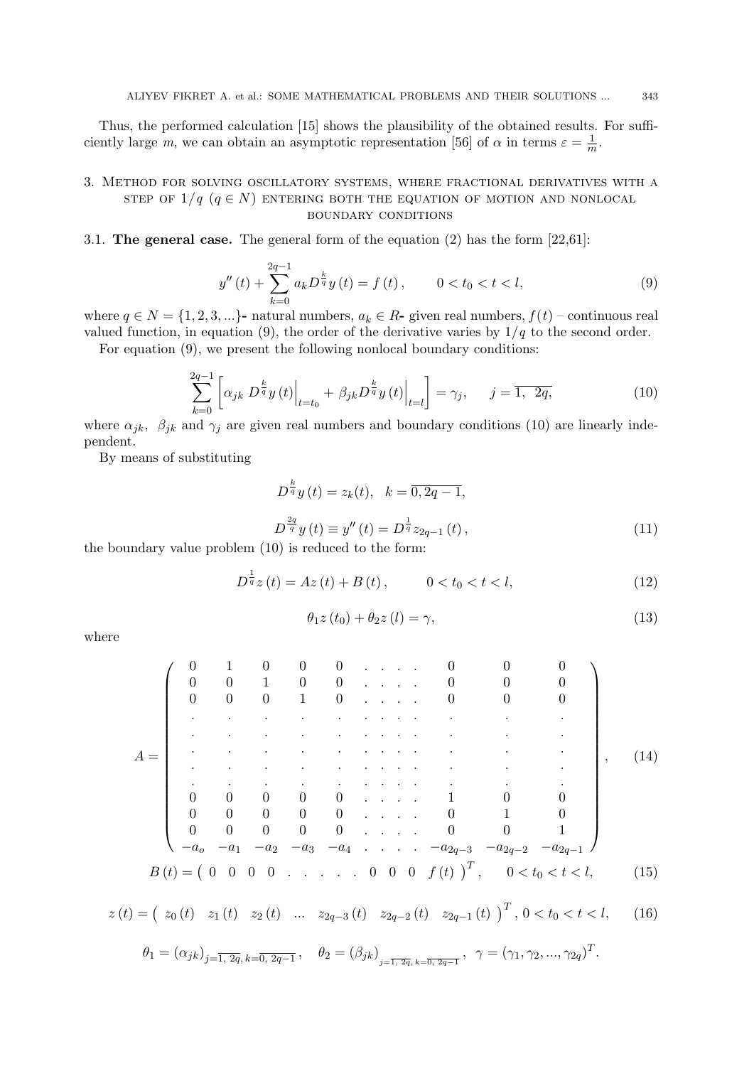Thus, the performed calculation [15] shows the plausibility of the obtained results. For sufficiently large $m$, we can obtain an asymptotic representation [56] of $\alpha$ in terms $\varepsilon = \frac{1}{m}$.

## 3. Method for solving oscillatory systems, where fractional derivatives with a step of $1/q$ ($q \in N$) entering both the equation of motion and nonlocal boundary conditions

**3.1. The general case.** The general form of the equation (2) has the form [22,61]:

$$y''(t) + \sum_{k=0}^{2q-1} a_k D^{\frac{k}{q}} y(t) = f(t), \qquad 0 < t_0 < t < l, \tag{9}$$

where $q \in N = \{1, 2, 3, ...\}$- natural numbers, $a_k \in R$- given real numbers, $f(t)$ – continuous real valued function, in equation (9), the order of the derivative varies by $1/q$ to the second order.

For equation (9), we present the following nonlocal boundary conditions:

$$\sum_{k=0}^{2q-1} \left[ \alpha_{jk} \, D^{\frac{k}{q}} y(t) \Big|_{t=t_0} + \beta_{jk} D^{\frac{k}{q}} y(t) \Big|_{t=l} \right] = \gamma_j, \qquad j = \overline{1, \ 2q}, \tag{10}$$

where $\alpha_{jk}$, $\beta_{jk}$ and $\gamma_j$ are given real numbers and boundary conditions (10) are linearly independent.

By means of substituting

$$D^{\frac{k}{q}} y(t) = z_k(t), \quad k = \overline{0, 2q-1},$$

$$D^{\frac{2q}{q}} y(t) \equiv y''(t) = D^{\frac{1}{q}} z_{2q-1}(t), \tag{11}$$

the boundary value problem (10) is reduced to the form:

$$D^{\frac{1}{q}} z(t) = Az(t) + B(t), \qquad 0 < t_0 < t < l, \tag{12}$$

$$\theta_1 z(t_0) + \theta_2 z(l) = \gamma, \tag{13}$$

where

$$A = \begin{pmatrix}
0 & 1 & 0 & 0 & 0 & . & . & . & . & 0 & 0 & 0 \\
0 & 0 & 1 & 0 & 0 & . & . & . & . & 0 & 0 & 0 \\
0 & 0 & 0 & 1 & 0 & . & . & . & . & 0 & 0 & 0 \\
. & . & . & . & . & . & . & . & . & . & . & . \\
. & . & . & . & . & . & . & . & . & . & . & . \\
. & . & . & . & . & . & . & . & . & . & . & . \\
. & . & . & . & . & . & . & . & . & . & . & . \\
. & . & . & . & . & . & . & . & . & . & . & . \\
0 & 0 & 0 & 0 & 0 & . & . & . & . & 1 & 0 & 0 \\
0 & 0 & 0 & 0 & 0 & . & . & . & . & 0 & 1 & 0 \\
0 & 0 & 0 & 0 & 0 & . & . & . & . & 0 & 0 & 1 \\
-a_o & -a_1 & -a_2 & -a_3 & -a_4 & . & . & . & . & -a_{2q-3} & -a_{2q-2} & -a_{2q-1}
\end{pmatrix}, \tag{14}$$

$$B(t) = \begin{pmatrix} 0 & 0 & 0 & 0 & . & . & . & . & . & 0 & 0 & 0 & f(t) \end{pmatrix}^T, \qquad 0 < t_0 < t < l, \tag{15}$$

$$z(t) = \begin{pmatrix} z_0(t) & z_1(t) & z_2(t) & ... & z_{2q-3}(t) & z_{2q-2}(t) & z_{2q-1}(t) \end{pmatrix}^T, \; 0 < t_0 < t < l, \tag{16}$$

$$\theta_1 = (\alpha_{jk})_{j=\overline{1, \ 2q}, \, k=\overline{0, \ 2q-1}}, \quad \theta_2 = (\beta_{jk})_{j=\overline{1, \ 2q}, \, k=\overline{0, \ 2q-1}}, \quad \gamma = (\gamma_1, \gamma_2, ..., \gamma_{2q})^T.$$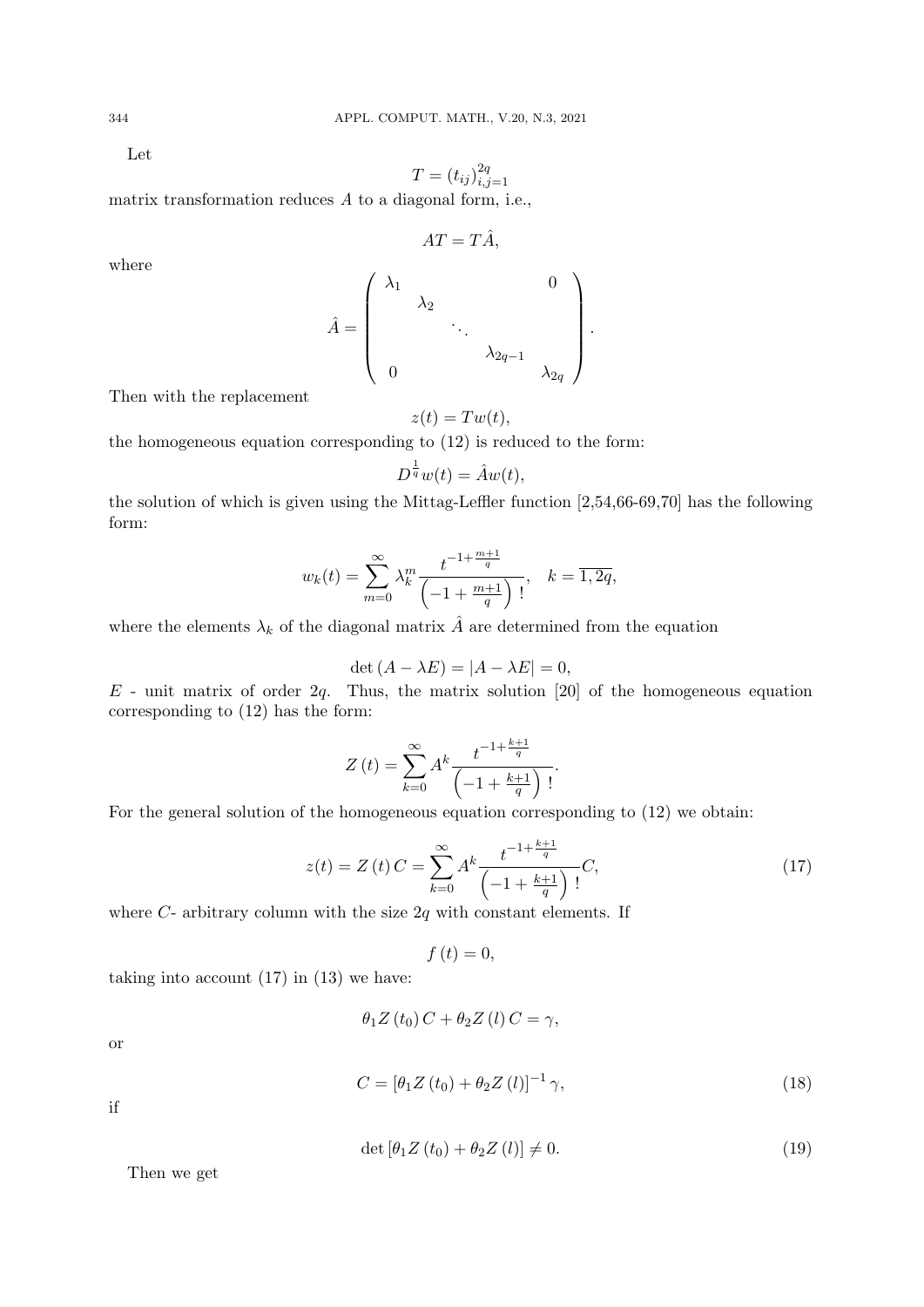Let

$$T = (t_{ij})_{i,j=1}^{2q}$$

matrix transformation reduces $A$ to a diagonal form, i.e.,

$$AT = T\hat{A},$$

where

$$\hat{A} = \begin{pmatrix} \lambda_1 & & & & 0 \\ & \lambda_2 & & & \\ & & \ddots & & \\ & & & \lambda_{2q-1} & \\ 0 & & & & \lambda_{2q} \end{pmatrix}.$$

Then with the replacement

$$z(t) = Tw(t),$$

the homogeneous equation corresponding to (12) is reduced to the form:

$$D^{\frac{1}{q}} w(t) = \hat{A} w(t),$$

the solution of which is given using the Mittag-Leffler function [2,54,66-69,70] has the following form:

$$w_k(t) = \sum_{m=0}^{\infty} \lambda_k^m \frac{t^{-1+\frac{m+1}{q}}}{\left(-1+\frac{m+1}{q}\right)!}, \quad k = \overline{1, 2q},$$

where the elements $\lambda_k$ of the diagonal matrix $\hat{A}$ are determined from the equation

$$\det(A - \lambda E) = |A - \lambda E| = 0,$$

$E$ - unit matrix of order $2q$. Thus, the matrix solution [20] of the homogeneous equation corresponding to (12) has the form:

$$Z(t) = \sum_{k=0}^{\infty} A^k \frac{t^{-1+\frac{k+1}{q}}}{\left(-1+\frac{k+1}{q}\right)!}.$$

For the general solution of the homogeneous equation corresponding to (12) we obtain:

$$z(t) = Z(t)\, C = \sum_{k=0}^{\infty} A^k \frac{t^{-1+\frac{k+1}{q}}}{\left(-1+\frac{k+1}{q}\right)!} C, \tag{17}$$

where $C$- arbitrary column with the size $2q$ with constant elements. If

$$f(t) = 0,$$

taking into account (17) in (13) we have:

$$\theta_1 Z(t_0)\, C + \theta_2 Z(l)\, C = \gamma,$$

or

$$C = [\theta_1 Z(t_0) + \theta_2 Z(l)]^{-1} \gamma, \tag{18}$$

if

$$\det[\theta_1 Z(t_0) + \theta_2 Z(l)] \neq 0. \tag{19}$$

Then we get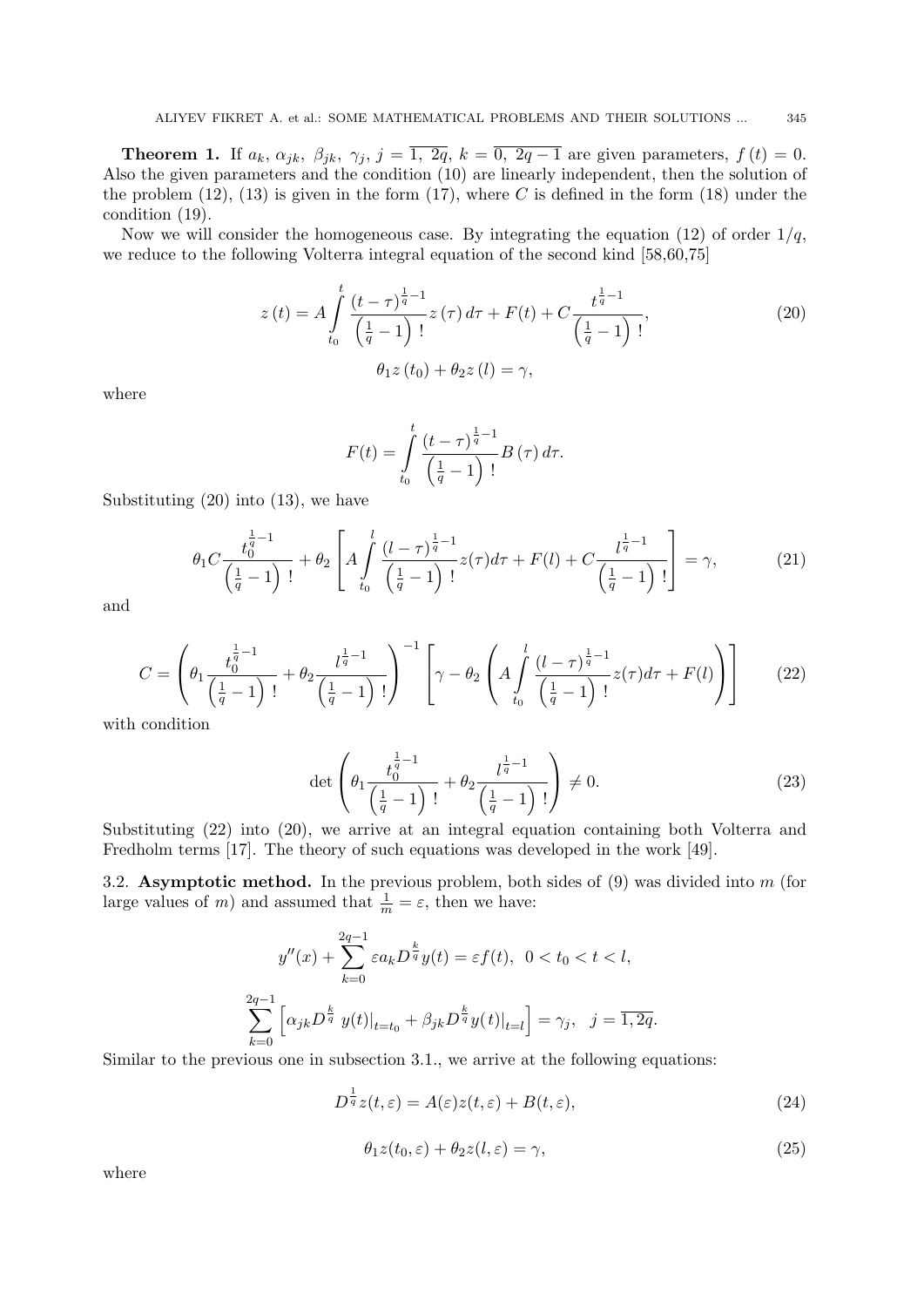**Theorem 1.** If $a_k,\ \alpha_{jk},\ \beta_{jk},\ \gamma_j,\ j=\overline{1,\ 2q},\ k=\overline{0,\ 2q-1}$ are given parameters, $f(t)=0$. Also the given parameters and the condition (10) are linearly independent, then the solution of the problem (12), (13) is given in the form (17), where $C$ is defined in the form (18) under the condition (19).

Now we will consider the homogeneous case. By integrating the equation (12) of order $1/q$, we reduce to the following Volterra integral equation of the second kind [58,60,75]

$$
z(t)=A\int_{t_0}^{t}\frac{(t-\tau)^{\frac{1}{q}-1}}{\left(\frac{1}{q}-1\right)!}z(\tau)\,d\tau+F(t)+C\frac{t^{\frac{1}{q}-1}}{\left(\frac{1}{q}-1\right)!}, \tag{20}
$$

$$
\theta_1 z(t_0)+\theta_2 z(l)=\gamma,
$$

where

$$
F(t)=\int_{t_0}^{t}\frac{(t-\tau)^{\frac{1}{q}-1}}{\left(\frac{1}{q}-1\right)!}B(\tau)\,d\tau.
$$

Substituting (20) into (13), we have

$$
\theta_1 C\frac{t_0^{\frac{1}{q}-1}}{\left(\frac{1}{q}-1\right)!}+\theta_2\left[A\int_{t_0}^{l}\frac{(l-\tau)^{\frac{1}{q}-1}}{\left(\frac{1}{q}-1\right)!}z(\tau)d\tau+F(l)+C\frac{l^{\frac{1}{q}-1}}{\left(\frac{1}{q}-1\right)!}\right]=\gamma, \tag{21}
$$

and

$$
C=\left(\theta_1\frac{t_0^{\frac{1}{q}-1}}{\left(\frac{1}{q}-1\right)!}+\theta_2\frac{l^{\frac{1}{q}-1}}{\left(\frac{1}{q}-1\right)!}\right)^{-1}\left[\gamma-\theta_2\left(A\int_{t_0}^{l}\frac{(l-\tau)^{\frac{1}{q}-1}}{\left(\frac{1}{q}-1\right)!}z(\tau)d\tau+F(l)\right)\right] \tag{22}
$$

with condition

$$
\det\left(\theta_1\frac{t_0^{\frac{1}{q}-1}}{\left(\frac{1}{q}-1\right)!}+\theta_2\frac{l^{\frac{1}{q}-1}}{\left(\frac{1}{q}-1\right)!}\right)\neq 0. \tag{23}
$$

Substituting (22) into (20), we arrive at an integral equation containing both Volterra and Fredholm terms [17]. The theory of such equations was developed in the work [49].

3.2. **Asymptotic method.** In the previous problem, both sides of (9) was divided into $m$ (for large values of $m$) and assumed that $\frac{1}{m}=\varepsilon$, then we have:

$$
y''(x)+\sum_{k=0}^{2q-1}\varepsilon a_k D^{\frac{k}{q}}y(t)=\varepsilon f(t),\ \ 0<t_0<t<l,
$$

$$
\sum_{k=0}^{2q-1}\left[\alpha_{jk}D^{\frac{k}{q}}\ y(t)|_{t=t_0}+\beta_{jk}D^{\frac{k}{q}}y(t)|_{t=l}\right]=\gamma_j,\quad j=\overline{1,2q}.
$$

Similar to the previous one in subsection 3.1., we arrive at the following equations:

$$
D^{\frac{1}{q}}z(t,\varepsilon)=A(\varepsilon)z(t,\varepsilon)+B(t,\varepsilon), \tag{24}
$$

$$
\theta_1 z(t_0,\varepsilon)+\theta_2 z(l,\varepsilon)=\gamma, \tag{25}
$$

where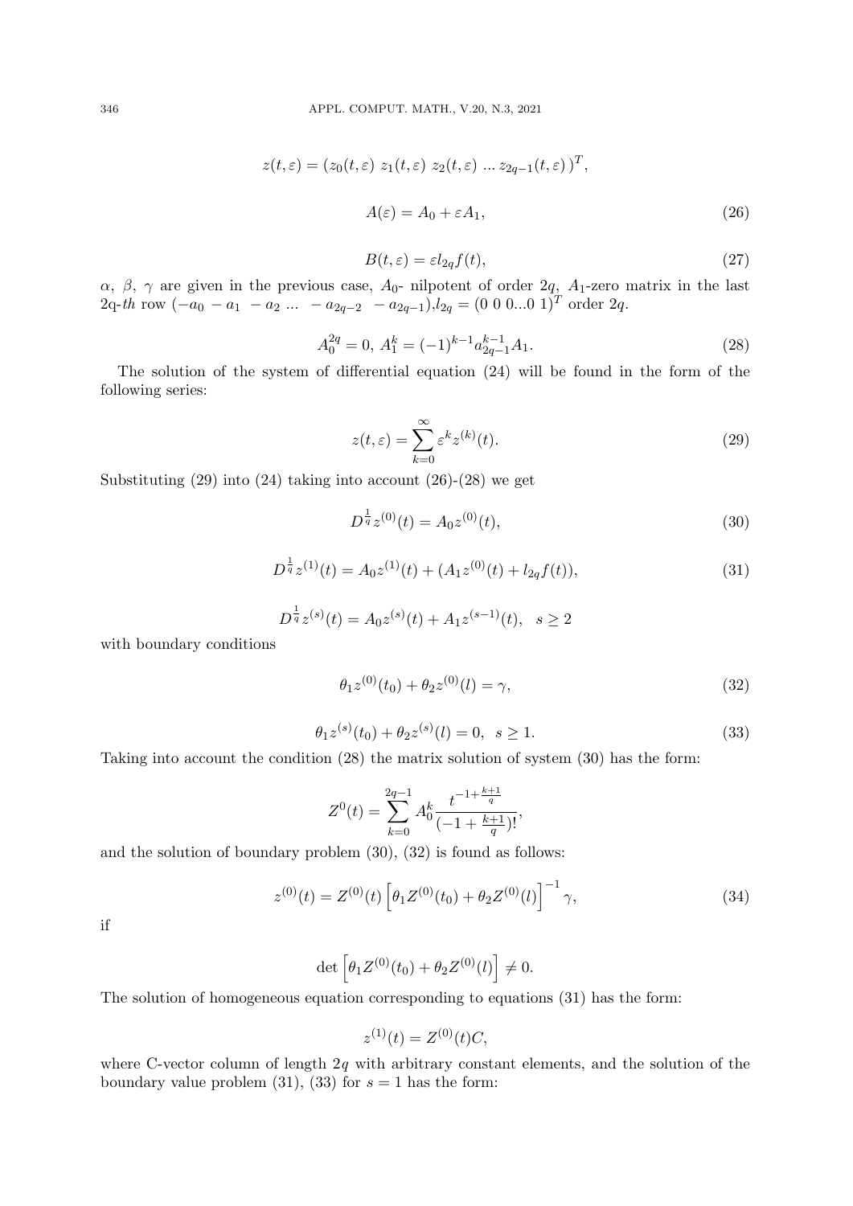$$z(t,\varepsilon) = (z_0(t,\varepsilon)\ z_1(t,\varepsilon)\ z_2(t,\varepsilon)\ ...\ z_{2q-1}(t,\varepsilon)\ )^T,$$

$$A(\varepsilon) = A_0 + \varepsilon A_1, \tag{26}$$

$$B(t,\varepsilon) = \varepsilon l_{2q} f(t), \tag{27}$$

$\alpha$, $\beta$, $\gamma$ are given in the previous case, $A_0$- nilpotent of order $2q$, $A_1$-zero matrix in the last 2q-*th* row $(-a_0\ -a_1\ -a_2\ ...\ -a_{2q-2}\ -a_{2q-1})$,$l_{2q} = (0\ 0\ 0...0\ 1)^T$ order $2q$.

$$A_0^{2q} = 0,\ A_1^k = (-1)^{k-1} a_{2q-1}^{k-1} A_1. \tag{28}$$

The solution of the system of differential equation (24) will be found in the form of the following series:

$$z(t,\varepsilon) = \sum_{k=0}^{\infty} \varepsilon^k z^{(k)}(t). \tag{29}$$

Substituting (29) into (24) taking into account (26)-(28) we get

$$D^{\frac{1}{q}} z^{(0)}(t) = A_0 z^{(0)}(t), \tag{30}$$

$$D^{\frac{1}{q}} z^{(1)}(t) = A_0 z^{(1)}(t) + (A_1 z^{(0)}(t) + l_{2q} f(t)), \tag{31}$$

$$D^{\frac{1}{q}} z^{(s)}(t) = A_0 z^{(s)}(t) + A_1 z^{(s-1)}(t), \quad s \geq 2$$

with boundary conditions

$$\theta_1 z^{(0)}(t_0) + \theta_2 z^{(0)}(l) = \gamma, \tag{32}$$

$$\theta_1 z^{(s)}(t_0) + \theta_2 z^{(s)}(l) = 0, \ \ s \geq 1. \tag{33}$$

Taking into account the condition (28) the matrix solution of system (30) has the form:

$$Z^0(t) = \sum_{k=0}^{2q-1} A_0^k \frac{t^{-1+\frac{k+1}{q}}}{(-1+\frac{k+1}{q})!},$$

and the solution of boundary problem (30), (32) is found as follows:

$$z^{(0)}(t) = Z^{(0)}(t) \left[\theta_1 Z^{(0)}(t_0) + \theta_2 Z^{(0)}(l)\right]^{-1} \gamma, \tag{34}$$

if

$$\det \left[\theta_1 Z^{(0)}(t_0) + \theta_2 Z^{(0)}(l)\right] \neq 0.$$

The solution of homogeneous equation corresponding to equations (31) has the form:

$$z^{(1)}(t) = Z^{(0)}(t) C,$$

where C-vector column of length $2q$ with arbitrary constant elements, and the solution of the boundary value problem (31), (33) for $s = 1$ has the form: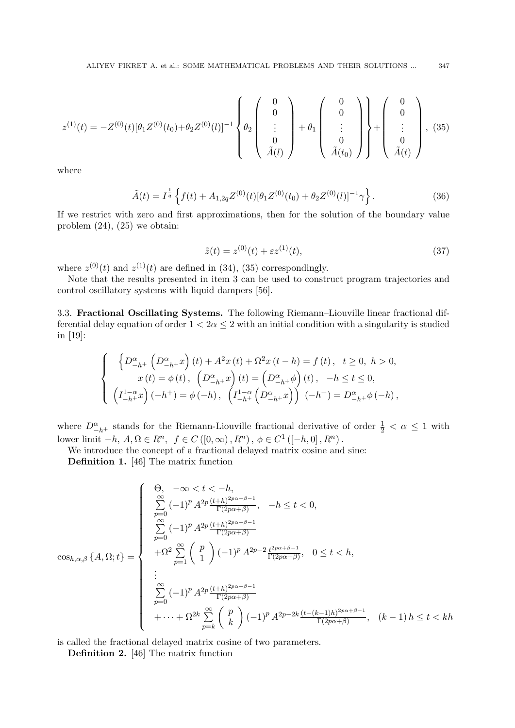$$z^{(1)}(t) = -Z^{(0)}(t)[\theta_1 Z^{(0)}(t_0)+\theta_2 Z^{(0)}(l)]^{-1}\left\{\theta_2\begin{pmatrix}0\\0\\\vdots\\0\\\tilde{A}(l)\end{pmatrix}+\theta_1\begin{pmatrix}0\\0\\\vdots\\0\\\tilde{A}(t_0)\end{pmatrix}\right\}+\begin{pmatrix}0\\0\\\vdots\\0\\\tilde{A}(t)\end{pmatrix}, \quad (35)$$

where

$$\tilde{A}(t) = I^{\frac{1}{q}}\left\{f(t) + A_{1,2q}Z^{(0)}(t)[\theta_1 Z^{(0)}(t_0)+\theta_2 Z^{(0)}(l)]^{-1}\gamma\right\}. \quad (36)$$

If we restrict with zero and first approximations, then for the solution of the boundary value problem (24), (25) we obtain:

$$\tilde{z}(t) = z^{(0)}(t) + \varepsilon z^{(1)}(t), \quad (37)$$

where $z^{(0)}(t)$ and $z^{(1)}(t)$ are defined in (34), (35) correspondingly.

Note that the results presented in item 3 can be used to construct program trajectories and control oscillatory systems with liquid dampers [56].

3.3. **Fractional Oscillating Systems.** The following Riemann–Liouville linear fractional differential delay equation of order $1 < 2\alpha \leq 2$ with an initial condition with a singularity is studied in [19]:

$$\begin{cases} \left\{D^{\alpha}_{-h^+}\left(D^{\alpha}_{-h^+}x\right)(t) + A^2 x(t) + \Omega^2 x(t-h) = f(t), \quad t \geq 0, \ h > 0, \right.\\ x(t) = \phi(t), \ \left(D^{\alpha}_{-h^+}x\right)(t) = \left(D^{\alpha}_{-h^+}\phi\right)(t), \quad -h \leq t \leq 0, \\ \left(I^{1-\alpha}_{-h^+}x\right)(-h^+) = \phi(-h), \ \left(I^{1-\alpha}_{-h^+}\left(D^{\alpha}_{-h^+}x\right)\right)(-h^+) = D^{\alpha}_{-h^+}\phi(-h), \end{cases}$$

where $D^{\alpha}_{-h^+}$ stands for the Riemann-Liouville fractional derivative of order $\frac{1}{2} < \alpha \leq 1$ with lower limit $-h$, $A, \Omega \in R^n$, $f \in C([0,\infty), R^n)$, $\phi \in C^1([-h,0], R^n)$.

We introduce the concept of a fractional delayed matrix cosine and sine:

**Definition 1.** [46] The matrix function

$$\cos_{h,\alpha,\beta}\{A,\Omega;t\} = \begin{cases} \Theta, \quad -\infty < t < -h, \\ \sum\limits_{p=0}^{\infty}(-1)^p A^{2p}\frac{(t+h)^{2p\alpha+\beta-1}}{\Gamma(2p\alpha+\beta)}, \quad -h \leq t < 0, \\ \sum\limits_{p=0}^{\infty}(-1)^p A^{2p}\frac{(t+h)^{2p\alpha+\beta-1}}{\Gamma(2p\alpha+\beta)} \\ +\Omega^2\sum\limits_{p=1}^{\infty}\begin{pmatrix}p\\1\end{pmatrix}(-1)^p A^{2p-2}\frac{t^{2p\alpha+\beta-1}}{\Gamma(2p\alpha+\beta)}, \quad 0 \leq t < h, \\ \vdots \\ \sum\limits_{p=0}^{\infty}(-1)^p A^{2p}\frac{(t+h)^{2p\alpha+\beta-1}}{\Gamma(2p\alpha+\beta)} \\ +\cdots+\Omega^{2k}\sum\limits_{p=k}^{\infty}\begin{pmatrix}p\\k\end{pmatrix}(-1)^p A^{2p-2k}\frac{(t-(k-1)h)^{2p\alpha+\beta-1}}{\Gamma(2p\alpha+\beta)}, \quad (k-1)h \leq t < kh \end{cases}$$

is called the fractional delayed matrix cosine of two parameters.

**Definition 2.** [46] The matrix function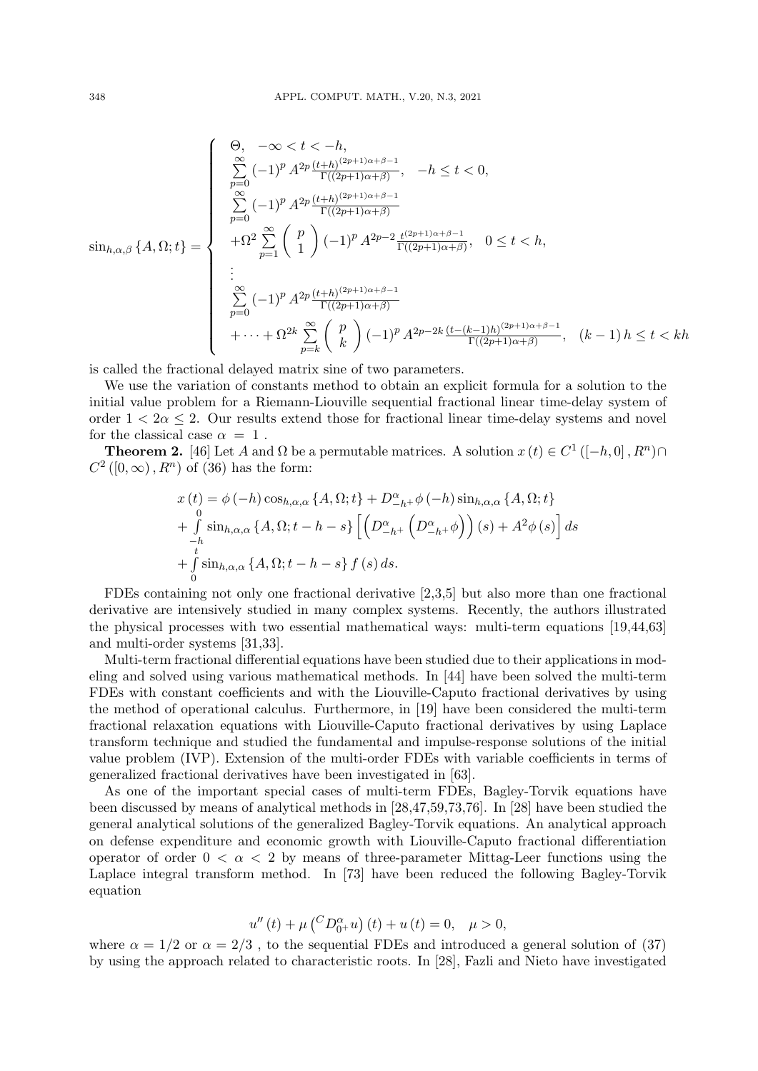$$
\sin_{h,\alpha,\beta}\{A,\Omega;t\} = \begin{cases} \Theta, & -\infty < t < -h, \\ \sum\limits_{p=0}^{\infty} (-1)^p A^{2p} \frac{(t+h)^{(2p+1)\alpha+\beta-1}}{\Gamma((2p+1)\alpha+\beta)}, & -h \le t < 0, \\ \sum\limits_{p=0}^{\infty} (-1)^p A^{2p} \frac{(t+h)^{(2p+1)\alpha+\beta-1}}{\Gamma((2p+1)\alpha+\beta)} & \\ \quad +\Omega^2 \sum\limits_{p=1}^{\infty} \begin{pmatrix} p \\ 1 \end{pmatrix} (-1)^p A^{2p-2} \frac{t^{(2p+1)\alpha+\beta-1}}{\Gamma((2p+1)\alpha+\beta)}, & 0 \le t < h, \\ \vdots & \\ \sum\limits_{p=0}^{\infty} (-1)^p A^{2p} \frac{(t+h)^{(2p+1)\alpha+\beta-1}}{\Gamma((2p+1)\alpha+\beta)} & \\ \quad + \cdots + \Omega^{2k} \sum\limits_{p=k}^{\infty} \begin{pmatrix} p \\ k \end{pmatrix} (-1)^p A^{2p-2k} \frac{(t-(k-1)h)^{(2p+1)\alpha+\beta-1}}{\Gamma((2p+1)\alpha+\beta)}, & (k-1)h \le t < kh \end{cases}
$$

is called the fractional delayed matrix sine of two parameters.

We use the variation of constants method to obtain an explicit formula for a solution to the initial value problem for a Riemann-Liouville sequential fractional linear time-delay system of order $1 < 2\alpha \le 2$. Our results extend those for fractional linear time-delay systems and novel for the classical case $\alpha = 1$ .

**Theorem 2.** [46] Let $A$ and $\Omega$ be a permutable matrices. A solution $x(t) \in C^1([-h,0], R^n) \cap C^2([0,\infty), R^n)$ of (36) has the form:

$$
\begin{aligned}
x(t) &= \phi(-h)\cos_{h,\alpha,\alpha}\{A,\Omega;t\} + D^{\alpha}_{-h^+}\phi(-h)\sin_{h,\alpha,\alpha}\{A,\Omega;t\} \\
&+ \int\limits_{-h}^{0} \sin_{h,\alpha,\alpha}\{A,\Omega;t-h-s\}\left[\left(D^{\alpha}_{-h^+}\left(D^{\alpha}_{-h^+}\phi\right)\right)(s) + A^2\phi(s)\right]ds \\
&+ \int\limits_{0}^{t} \sin_{h,\alpha,\alpha}\{A,\Omega;t-h-s\} f(s)\,ds.
\end{aligned}
$$

FDEs containing not only one fractional derivative [2,3,5] but also more than one fractional derivative are intensively studied in many complex systems. Recently, the authors illustrated the physical processes with two essential mathematical ways: multi-term equations [19,44,63] and multi-order systems [31,33].

Multi-term fractional differential equations have been studied due to their applications in modeling and solved using various mathematical methods. In [44] have been solved the multi-term FDEs with constant coefficients and with the Liouville-Caputo fractional derivatives by using the method of operational calculus. Furthermore, in [19] have been considered the multi-term fractional relaxation equations with Liouville-Caputo fractional derivatives by using Laplace transform technique and studied the fundamental and impulse-response solutions of the initial value problem (IVP). Extension of the multi-order FDEs with variable coefficients in terms of generalized fractional derivatives have been investigated in [63].

As one of the important special cases of multi-term FDEs, Bagley-Torvik equations have been discussed by means of analytical methods in [28,47,59,73,76]. In [28] have been studied the general analytical solutions of the generalized Bagley-Torvik equations. An analytical approach on defense expenditure and economic growth with Liouville-Caputo fractional differentiation operator of order $0 < \alpha < 2$ by means of three-parameter Mittag-Leer functions using the Laplace integral transform method. In [73] have been reduced the following Bagley-Torvik equation

$$
u''(t) + \mu\left({}^{C}D^{\alpha}_{0^+}u\right)(t) + u(t) = 0, \quad \mu > 0,
$$

where $\alpha = 1/2$ or $\alpha = 2/3$ , to the sequential FDEs and introduced a general solution of (37) by using the approach related to characteristic roots. In [28], Fazli and Nieto have investigated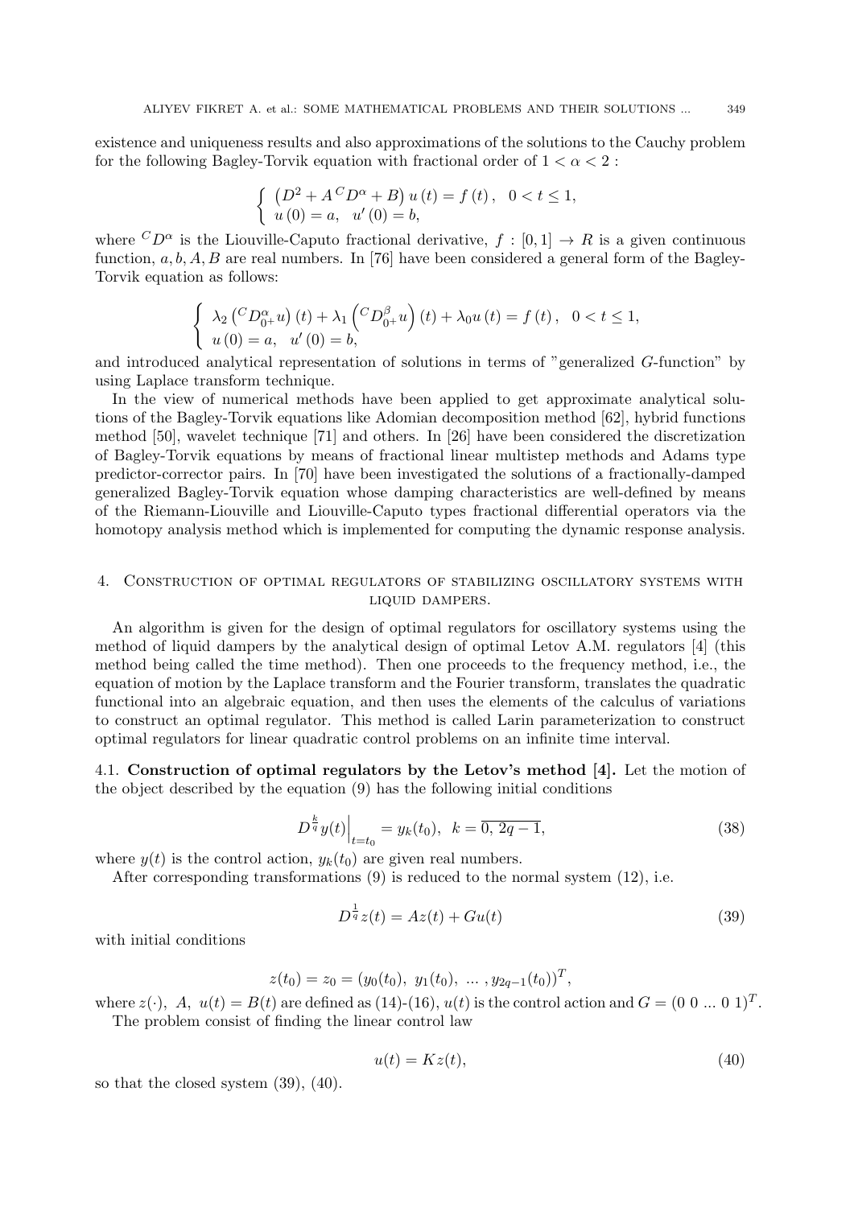existence and uniqueness results and also approximations of the solutions to the Cauchy problem for the following Bagley-Torvik equation with fractional order of $1 < \alpha < 2$ :

$$\begin{cases} \left(D^2 + A\,{}^C D^\alpha + B\right) u\left(t\right) = f\left(t\right), \quad 0 < t \leq 1, \\ u\left(0\right) = a, \quad u'\left(0\right) = b, \end{cases}$$

where ${}^C D^\alpha$ is the Liouville-Caputo fractional derivative, $f : [0, 1] \to R$ is a given continuous function, $a, b, A, B$ are real numbers. In [76] have been considered a general form of the Bagley-Torvik equation as follows:

$$\begin{cases} \lambda_2 \left({}^C D_{0^+}^\alpha u\right)(t) + \lambda_1 \left({}^C D_{0^+}^\beta u\right)(t) + \lambda_0 u\left(t\right) = f\left(t\right), \quad 0 < t \leq 1, \\ u\left(0\right) = a, \quad u'\left(0\right) = b, \end{cases}$$

and introduced analytical representation of solutions in terms of "generalized $G$-function" by using Laplace transform technique.

In the view of numerical methods have been applied to get approximate analytical solutions of the Bagley-Torvik equations like Adomian decomposition method [62], hybrid functions method [50], wavelet technique [71] and others. In [26] have been considered the discretization of Bagley-Torvik equations by means of fractional linear multistep methods and Adams type predictor-corrector pairs. In [70] have been investigated the solutions of a fractionally-damped generalized Bagley-Torvik equation whose damping characteristics are well-defined by means of the Riemann-Liouville and Liouville-Caputo types fractional differential operators via the homotopy analysis method which is implemented for computing the dynamic response analysis.

## 4. Construction of optimal regulators of stabilizing oscillatory systems with liquid dampers.

An algorithm is given for the design of optimal regulators for oscillatory systems using the method of liquid dampers by the analytical design of optimal Letov A.M. regulators [4] (this method being called the time method). Then one proceeds to the frequency method, i.e., the equation of motion by the Laplace transform and the Fourier transform, translates the quadratic functional into an algebraic equation, and then uses the elements of the calculus of variations to construct an optimal regulator. This method is called Larin parameterization to construct optimal regulators for linear quadratic control problems on an infinite time interval.

### 4.1. Construction of optimal regulators by the Letov's method [4].

Let the motion of the object described by the equation (9) has the following initial conditions

$$D^{\frac{k}{q}} y(t)\Big|_{t=t_0} = y_k(t_0), \;\; k = \overline{0,\, 2q-1}, \tag{38}$$

where $y(t)$ is the control action, $y_k(t_0)$ are given real numbers.

After corresponding transformations (9) is reduced to the normal system (12), i.e.

$$D^{\frac{1}{q}} z(t) = Az(t) + Gu(t) \tag{39}$$

with initial conditions

$$z(t_0) = z_0 = (y_0(t_0),\; y_1(t_0),\; \dots\;, y_{2q-1}(t_0))^T,$$

where $z(\cdot)$, $A$, $u(t) = B(t)$ are defined as (14)-(16), $u(t)$ is the control action and $G = (0\ 0\ \dots\ 0\ 1)^T$.

The problem consist of finding the linear control law

$$u(t) = Kz(t), \tag{40}$$

so that the closed system (39), (40).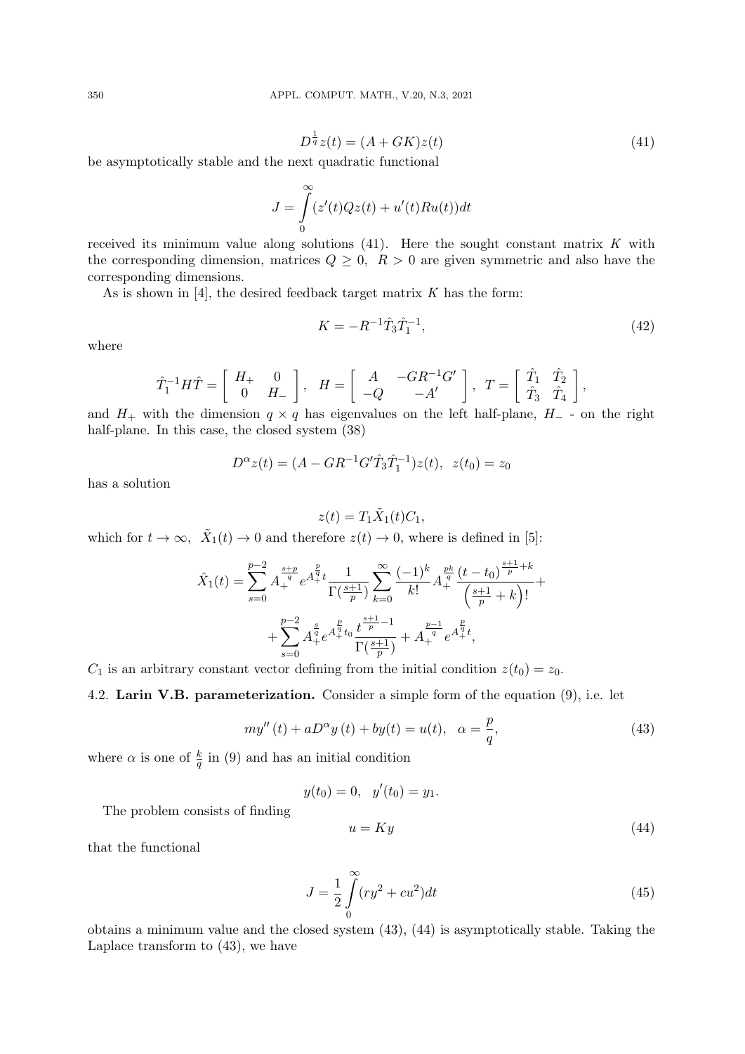$$D^{\frac{1}{q}}z(t) = (A + GK)z(t) \tag{41}$$

be asymptotically stable and the next quadratic functional

$$J = \int_0^\infty (z'(t)Qz(t) + u'(t)Ru(t))dt$$

received its minimum value along solutions (41). Here the sought constant matrix $K$ with the corresponding dimension, matrices $Q \geq 0$, $R > 0$ are given symmetric and also have the corresponding dimensions.

As is shown in [4], the desired feedback target matrix $K$ has the form:

$$K = -R^{-1}\hat{T}_3\hat{T}_1^{-1}, \tag{42}$$

where

$$\hat{T}_1^{-1}H\hat{T} = \begin{bmatrix} H_+ & 0 \\ 0 & H_- \end{bmatrix}, \quad H = \begin{bmatrix} A & -GR^{-1}G' \\ -Q & -A' \end{bmatrix}, \quad T = \begin{bmatrix} \hat{T}_1 & \hat{T}_2 \\ \hat{T}_3 & \hat{T}_4 \end{bmatrix},$$

and $H_+$ with the dimension $q \times q$ has eigenvalues on the left half-plane, $H_-$ - on the right half-plane. In this case, the closed system (38)

$$D^\alpha z(t) = (A - GR^{-1}G'\hat{T}_3\hat{T}_1^{-1})z(t), \ \ z(t_0) = z_0$$

has a solution

$$z(t) = T_1\tilde{X}_1(t)C_1,$$

which for $t \to \infty$, $\tilde{X}_1(t) \to 0$ and therefore $z(t) \to 0$, where is defined in [5]:

$$\hat{X}_1(t) = \sum_{s=0}^{p-2} A_+^{\frac{s+p}{q}} e^{A_+^{\frac{p}{q}}t} \frac{1}{\Gamma(\frac{s+1}{p})} \sum_{k=0}^{\infty} \frac{(-1)^k}{k!} A_+^{\frac{pk}{q}} \frac{(t-t_0)^{\frac{s+1}{p}+k}}{\left(\frac{s+1}{p}+k\right)!} +$$

$$+ \sum_{s=0}^{p-2} A_+^{\frac{s}{q}} e^{A_+^{\frac{p}{q}}t_0} \frac{t^{\frac{s+1}{p}-1}}{\Gamma(\frac{s+1}{p})} + A_+^{\frac{p-1}{q}} e^{A_+^{\frac{p}{q}}t},$$

$C_1$ is an arbitrary constant vector defining from the initial condition $z(t_0) = z_0$.

### 4.2. Larin V.B. parameterization.

Consider a simple form of the equation (9), i.e. let

$$my''(t) + aD^\alpha y(t) + by(t) = u(t), \quad \alpha = \frac{p}{q}, \tag{43}$$

where $\alpha$ is one of $\frac{k}{q}$ in (9) and has an initial condition

$$y(t_0) = 0, \quad y'(t_0) = y_1.$$

The problem consists of finding

$$u = Ky \tag{44}$$

that the functional

$$J = \frac{1}{2}\int_0^\infty (ry^2 + cu^2)dt \tag{45}$$

obtains a minimum value and the closed system (43), (44) is asymptotically stable. Taking the Laplace transform to (43), we have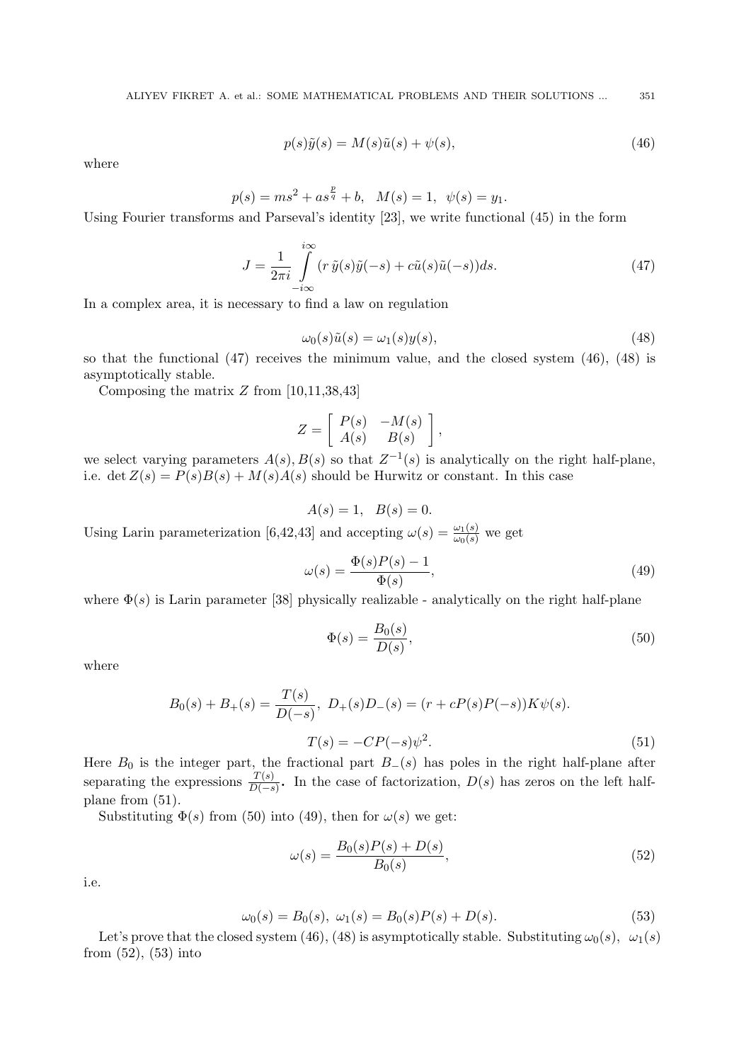$$p(s)\tilde{y}(s) = M(s)\tilde{u}(s) + \psi(s), \tag{46}$$

where

$$p(s) = ms^2 + as^{\frac{p}{q}} + b, \quad M(s) = 1, \;\; \psi(s) = y_1.$$

Using Fourier transforms and Parseval's identity [23], we write functional (45) in the form

$$J = \frac{1}{2\pi i}\int\limits_{-i\infty}^{i\infty} (r\,\tilde{y}(s)\tilde{y}(-s) + c\tilde{u}(s)\tilde{u}(-s))ds. \tag{47}$$

In a complex area, it is necessary to find a law on regulation

$$\omega_0(s)\tilde{u}(s) = \omega_1(s)y(s), \tag{48}$$

so that the functional (47) receives the minimum value, and the closed system (46), (48) is asymptotically stable.

Composing the matrix $Z$ from [10,11,38,43]

$$Z = \begin{bmatrix} P(s) & -M(s) \\ A(s) & B(s) \end{bmatrix},$$

we select varying parameters $A(s), B(s)$ so that $Z^{-1}(s)$ is analytically on the right half-plane, i.e. $\det Z(s) = P(s)B(s) + M(s)A(s)$ should be Hurwitz or constant. In this case

$$A(s) = 1, \quad B(s) = 0.$$

Using Larin parameterization [6,42,43] and accepting $\omega(s) = \frac{\omega_1(s)}{\omega_0(s)}$ we get

$$\omega(s) = \frac{\Phi(s)P(s) - 1}{\Phi(s)}, \tag{49}$$

where $\Phi(s)$ is Larin parameter [38] physically realizable - analytically on the right half-plane

$$\Phi(s) = \frac{B_0(s)}{D(s)}, \tag{50}$$

where

$$B_0(s) + B_+(s) = \frac{T(s)}{D(-s)}, \; D_+(s)D_-(s) = (r + cP(s)P(-s))K\psi(s).$$

$$T(s) = -CP(-s)\psi^2. \tag{51}$$

Here $B_0$ is the integer part, the fractional part $B_-(s)$ has poles in the right half-plane after separating the expressions $\frac{T(s)}{D(-s)}$. In the case of factorization, $D(s)$ has zeros on the left half-plane from (51).

Substituting $\Phi(s)$ from (50) into (49), then for $\omega(s)$ we get:

$$\omega(s) = \frac{B_0(s)P(s) + D(s)}{B_0(s)}, \tag{52}$$

i.e.

$$\omega_0(s) = B_0(s), \; \omega_1(s) = B_0(s)P(s) + D(s). \tag{53}$$

Let's prove that the closed system (46), (48) is asymptotically stable. Substituting $\omega_0(s)$, $\omega_1(s)$ from (52), (53) into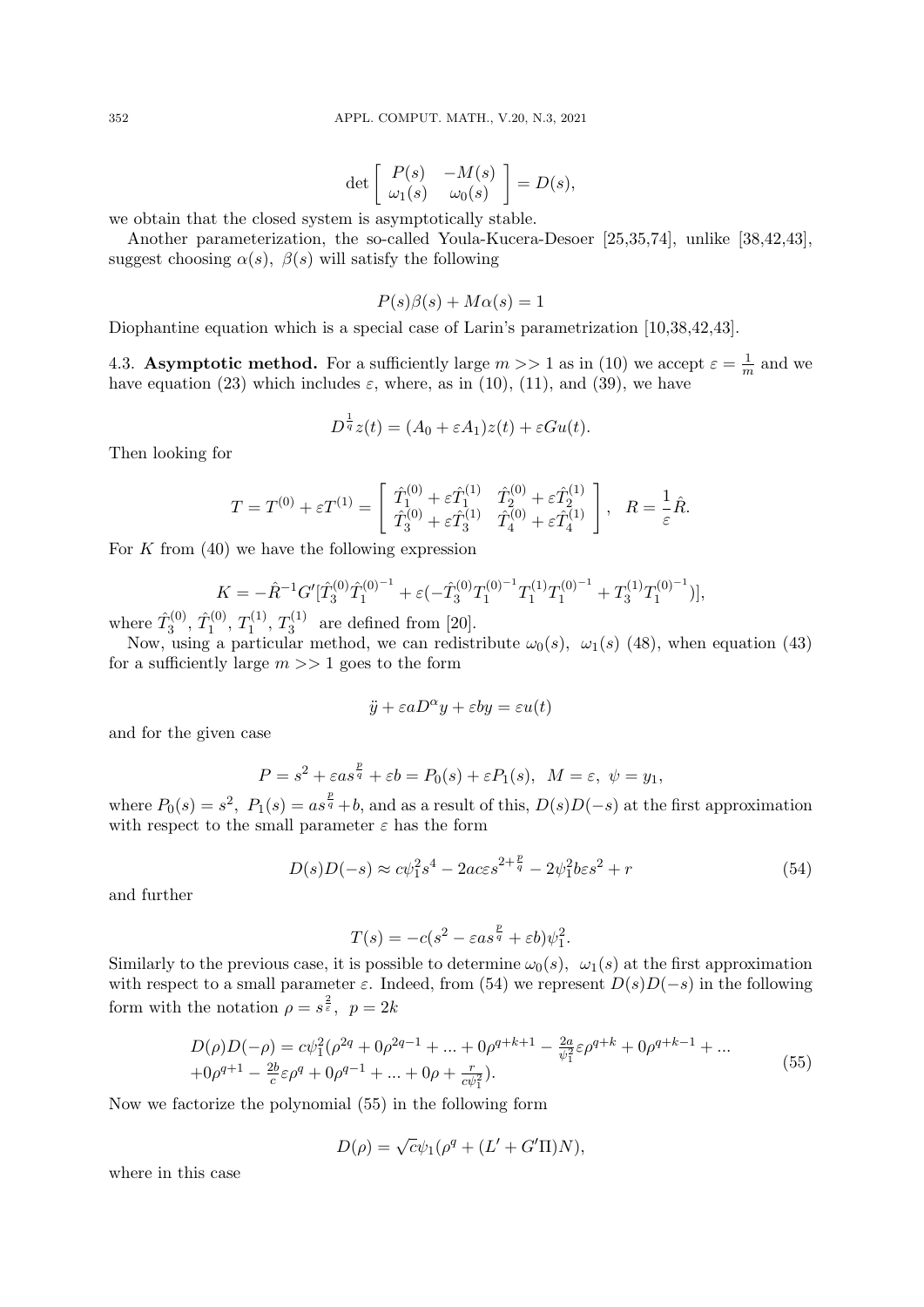$$\det \begin{bmatrix} P(s) & -M(s) \\ \omega_1(s) & \omega_0(s) \end{bmatrix} = D(s),$$

we obtain that the closed system is asymptotically stable.

Another parameterization, the so-called Youla-Kucera-Desoer [25,35,74], unlike [38,42,43], suggest choosing $\alpha(s)$, $\beta(s)$ will satisfy the following

$$P(s)\beta(s) + M\alpha(s) = 1$$

Diophantine equation which is a special case of Larin's parametrization [10,38,42,43].

4.3. **Asymptotic method.** For a sufficiently large $m >> 1$ as in (10) we accept $\varepsilon = \frac{1}{m}$ and we have equation (23) which includes $\varepsilon$, where, as in (10), (11), and (39), we have

$$D^{\frac{1}{q}} z(t) = (A_0 + \varepsilon A_1) z(t) + \varepsilon G u(t).$$

Then looking for

$$T = T^{(0)} + \varepsilon T^{(1)} = \begin{bmatrix} \hat{T}_1^{(0)} + \varepsilon \hat{T}_1^{(1)} & \hat{T}_2^{(0)} + \varepsilon \hat{T}_2^{(1)} \\ \hat{T}_3^{(0)} + \varepsilon \hat{T}_3^{(1)} & \hat{T}_4^{(0)} + \varepsilon \hat{T}_4^{(1)} \end{bmatrix}, \quad R = \frac{1}{\varepsilon}\hat{R}.$$

For $K$ from (40) we have the following expression

$$K = -\hat{R}^{-1} G' [\hat{T}_3^{(0)} \hat{T}_1^{(0)^{-1}} + \varepsilon(-\hat{T}_3^{(0)} T_1^{(0)^{-1}} T_1^{(1)} T_1^{(0)^{-1}} + T_3^{(1)} T_1^{(0)^{-1}})],$$

where $\hat{T}_3^{(0)}$, $\hat{T}_1^{(0)}$, $T_1^{(1)}$, $T_3^{(1)}$ are defined from [20].

Now, using a particular method, we can redistribute $\omega_0(s)$, $\omega_1(s)$ (48), when equation (43) for a sufficiently large $m >> 1$ goes to the form

$$\ddot{y} + \varepsilon a D^{\alpha} y + \varepsilon b y = \varepsilon u(t)$$

and for the given case

$$P = s^2 + \varepsilon a s^{\frac{p}{q}} + \varepsilon b = P_0(s) + \varepsilon P_1(s), \;\; M = \varepsilon, \;\; \psi = y_1,$$

where $P_0(s) = s^2$, $P_1(s) = a s^{\frac{p}{q}} + b$, and as a result of this, $D(s)D(-s)$ at the first approximation with respect to the small parameter $\varepsilon$ has the form

$$D(s)D(-s) \approx c\psi_1^2 s^4 - 2ac\varepsilon s^{2+\frac{p}{q}} - 2\psi_1^2 b \varepsilon s^2 + r \tag{54}$$

and further

$$T(s) = -c(s^2 - \varepsilon a s^{\frac{p}{q}} + \varepsilon b)\psi_1^2.$$

Similarly to the previous case, it is possible to determine $\omega_0(s)$, $\omega_1(s)$ at the first approximation with respect to a small parameter $\varepsilon$. Indeed, from (54) we represent $D(s)D(-s)$ in the following form with the notation $\rho = s^{\frac{2}{\varepsilon}}$, $p = 2k$

$$\begin{aligned} D(\rho)D(-\rho) = c\psi_1^2(\rho^{2q} + 0\rho^{2q-1} + ... + 0\rho^{q+k+1} - \tfrac{2a}{\psi_1^2}\varepsilon\rho^{q+k} + 0\rho^{q+k-1} + ... \\ + 0\rho^{q+1} - \tfrac{2b}{c}\varepsilon\rho^{q} + 0\rho^{q-1} + ... + 0\rho + \tfrac{r}{c\psi_1^2}). \end{aligned} \tag{55}$$

Now we factorize the polynomial (55) in the following form

$$D(\rho) = \sqrt{c}\psi_1(\rho^q + (L' + G'\Pi)N),$$

where in this case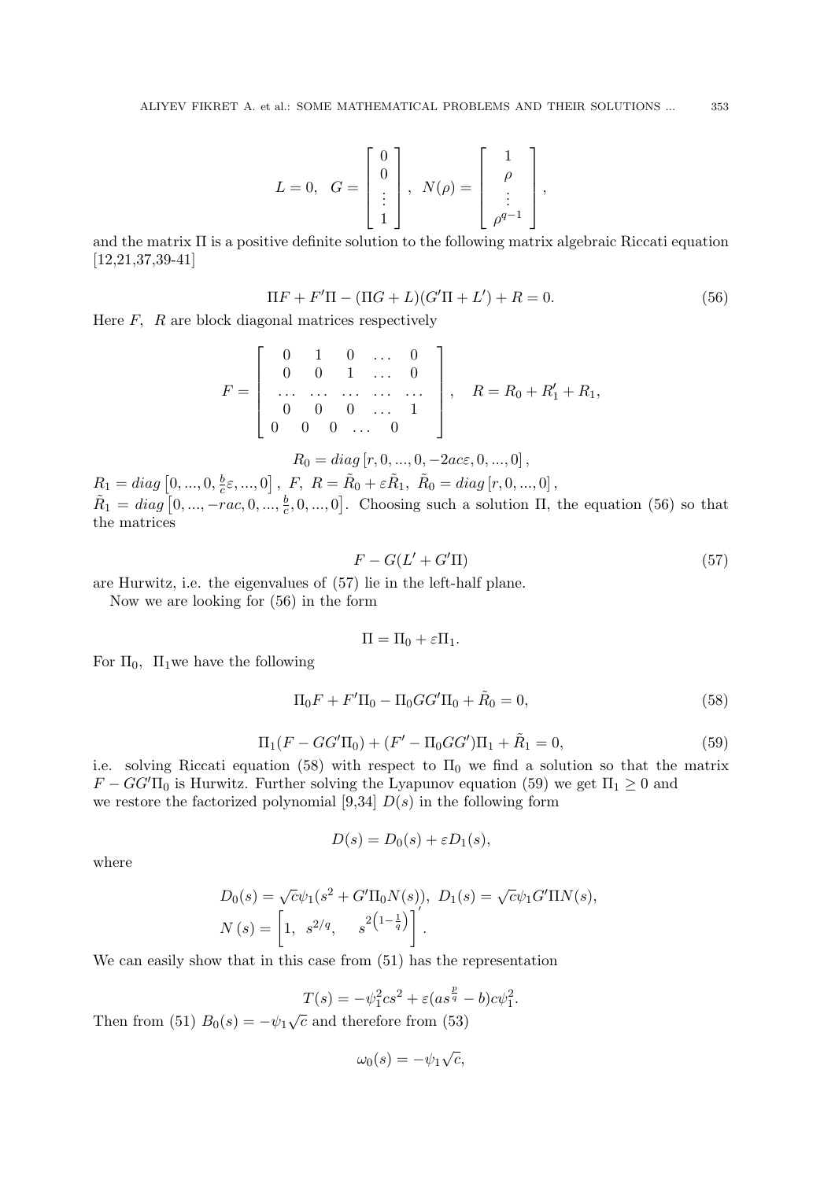$$L = 0, \quad G = \begin{bmatrix} 0 \\ 0 \\ \vdots \\ 1 \end{bmatrix}, \quad N(\rho) = \begin{bmatrix} 1 \\ \rho \\ \vdots \\ \rho^{q-1} \end{bmatrix},$$

and the matrix $\Pi$ is a positive definite solution to the following matrix algebraic Riccati equation [12,21,37,39-41]

$$\Pi F + F'\Pi - (\Pi G + L)(G'\Pi + L') + R = 0. \tag{56}$$

Here $F$, $R$ are block diagonal matrices respectively

$$F = \begin{bmatrix} 0 & 1 & 0 & \dots & 0 \\ 0 & 0 & 1 & \dots & 0 \\ \dots & \dots & \dots & \dots & \dots \\ 0 & 0 & 0 & \dots & 1 \\ 0 & 0 & 0 & \dots & 0 \end{bmatrix}, \quad R = R_0 + R_1' + R_1,$$

$$R_0 = diag\left[r, 0, ..., 0, -2ac\varepsilon, 0, ..., 0\right],$$

$R_1 = diag\left[0, ..., 0, \frac{b}{c}\varepsilon, ..., 0\right]$, $F$, $R = \tilde{R}_0 + \varepsilon\tilde{R}_1$, $\tilde{R}_0 = diag\left[r, 0, ..., 0\right]$, $\tilde{R}_1 = diag\left[0, ..., -rac, 0, ..., \frac{b}{c}, 0, ..., 0\right]$. Choosing such a solution $\Pi$, the equation (56) so that the matrices

$$F - G(L' + G'\Pi) \tag{57}$$

are Hurwitz, i.e. the eigenvalues of (57) lie in the left-half plane.

Now we are looking for (56) in the form

$$\Pi = \Pi_0 + \varepsilon\Pi_1.$$

For $\Pi_0$, $\Pi_1$we have the following

$$\Pi_0 F + F'\Pi_0 - \Pi_0 G G'\Pi_0 + \tilde{R}_0 = 0, \tag{58}$$

$$\Pi_1(F - GG'\Pi_0) + (F' - \Pi_0 GG')\Pi_1 + \tilde{R}_1 = 0, \tag{59}$$

i.e. solving Riccati equation (58) with respect to $\Pi_0$ we find a solution so that the matrix $F - GG'\Pi_0$ is Hurwitz. Further solving the Lyapunov equation (59) we get $\Pi_1 \geq 0$ and we restore the factorized polynomial [9,34] $D(s)$ in the following form

$$D(s) = D_0(s) + \varepsilon D_1(s),$$

where

$$D_0(s) = \sqrt{c}\psi_1(s^2 + G'\Pi_0 N(s)), \ D_1(s) = \sqrt{c}\psi_1 G'\Pi N(s),$$
$$N(s) = \left[1, \quad s^{2/q}, \quad s^{2\left(1-\frac{1}{q}\right)}\right]'.$$

We can easily show that in this case from (51) has the representation

$$T(s) = -\psi_1^2 cs^2 + \varepsilon(as^{\frac{p}{q}} - b)c\psi_1^2.$$

Then from (51) $B_0(s) = -\psi_1\sqrt{c}$ and therefore from (53)

$$\omega_0(s) = -\psi_1\sqrt{c},$$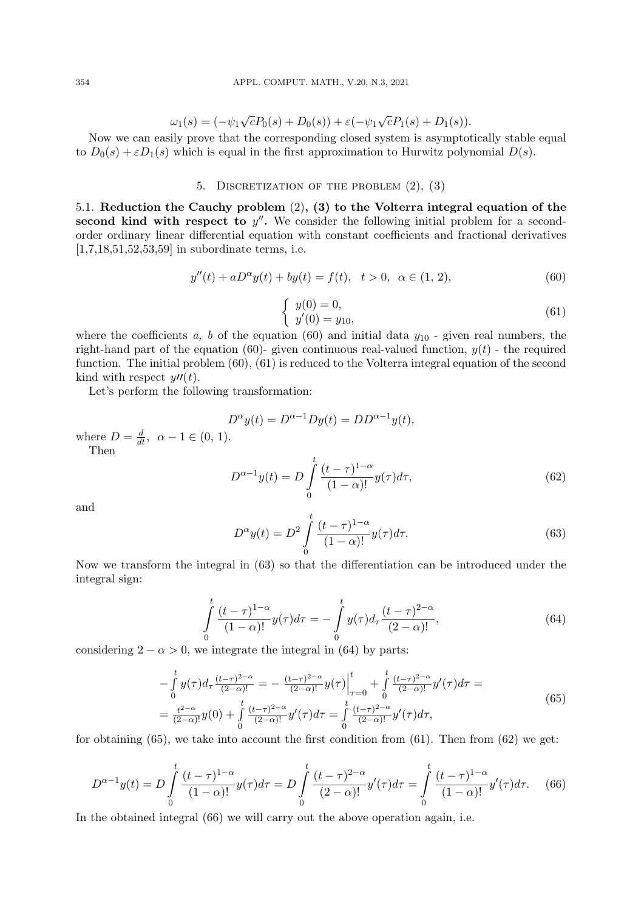$$\omega_1(s) = (-\psi_1\sqrt{c}P_0(s) + D_0(s)) + \varepsilon(-\psi_1\sqrt{c}P_1(s) + D_1(s)).$$

Now we can easily prove that the corresponding closed system is asymptotically stable equal to $D_0(s) + \varepsilon D_1(s)$ which is equal in the first approximation to Hurwitz polynomial $D(s)$.

## 5. Discretization of the problem (2), (3)

**5.1. Reduction the Cauchy problem (2), (3) to the Volterra integral equation of the second kind with respect to $y''$.** We consider the following initial problem for a second-order ordinary linear differential equation with constant coefficients and fractional derivatives [1,7,18,51,52,53,59] in subordinate terms, i.e.

$$y''(t) + aD^{\alpha}y(t) + by(t) = f(t), \quad t > 0, \quad \alpha \in (1,\, 2), \tag{60}$$

$$\begin{cases} y(0) = 0, \\ y'(0) = y_{10}, \end{cases} \tag{61}$$

where the coefficients $a$, $b$ of the equation (60) and initial data $y_{10}$ - given real numbers, the right-hand part of the equation (60)- given continuous real-valued function, $y(t)$ - the required function. The initial problem (60), (61) is reduced to the Volterra integral equation of the second kind with respect $y''(t)$.

Let's perform the following transformation:

$$D^{\alpha}y(t) = D^{\alpha-1}Dy(t) = DD^{\alpha-1}y(t),$$

where $D = \frac{d}{dt}$, $\alpha - 1 \in (0,\, 1)$.

Then

$$D^{\alpha-1}y(t) = D\int_0^t \frac{(t-\tau)^{1-\alpha}}{(1-\alpha)!}y(\tau)d\tau, \tag{62}$$

and

$$D^{\alpha}y(t) = D^2\int_0^t \frac{(t-\tau)^{1-\alpha}}{(1-\alpha)!}y(\tau)d\tau. \tag{63}$$

Now we transform the integral in (63) so that the differentiation can be introduced under the integral sign:

$$\int_0^t \frac{(t-\tau)^{1-\alpha}}{(1-\alpha)!}y(\tau)d\tau = -\int_0^t y(\tau)d_{\tau}\frac{(t-\tau)^{2-\alpha}}{(2-\alpha)!}, \tag{64}$$

considering $2 - \alpha > 0$, we integrate the integral in (64) by parts:

$$\begin{aligned} -\int_0^t y(\tau)d_{\tau}\frac{(t-\tau)^{2-\alpha}}{(2-\alpha)!} &= -\frac{(t-\tau)^{2-\alpha}}{(2-\alpha)!}y(\tau)\Big|_{\tau=0}^{t} + \int_0^t \frac{(t-\tau)^{2-\alpha}}{(2-\alpha)!}y'(\tau)d\tau = \\ &= \frac{t^{2-\alpha}}{(2-\alpha)!}y(0) + \int_0^t \frac{(t-\tau)^{2-\alpha}}{(2-\alpha)!}y'(\tau)d\tau = \int_0^t \frac{(t-\tau)^{2-\alpha}}{(2-\alpha)!}y'(\tau)d\tau, \end{aligned} \tag{65}$$

for obtaining (65), we take into account the first condition from (61). Then from (62) we get:

$$D^{\alpha-1}y(t) = D\int_0^t \frac{(t-\tau)^{1-\alpha}}{(1-\alpha)!}y(\tau)d\tau = D\int_0^t \frac{(t-\tau)^{2-\alpha}}{(2-\alpha)!}y'(\tau)d\tau = \int_0^t \frac{(t-\tau)^{1-\alpha}}{(1-\alpha)!}y'(\tau)d\tau. \tag{66}$$

In the obtained integral (66) we will carry out the above operation again, i.e.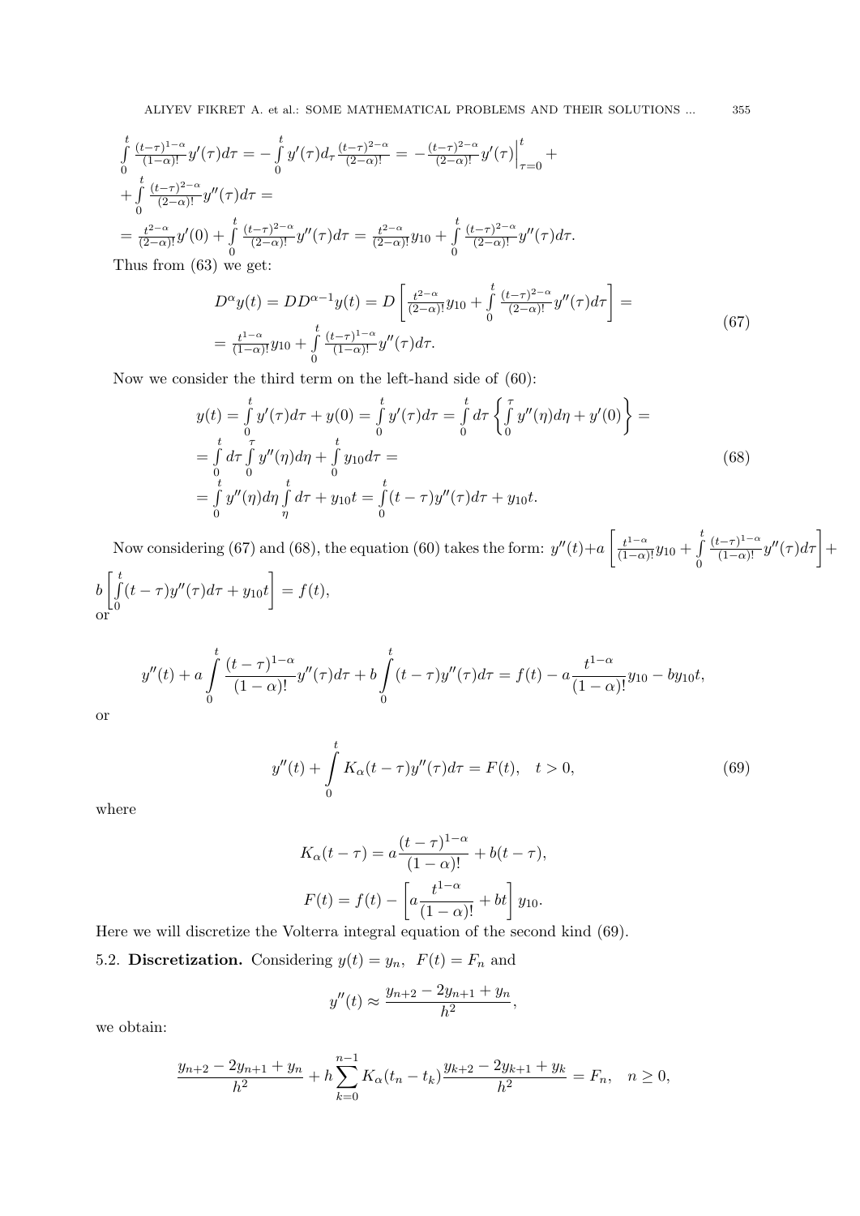$$\int_0^t \frac{(t-\tau)^{1-\alpha}}{(1-\alpha)!} y'(\tau)d\tau = -\int_0^t y'(\tau)d_\tau \frac{(t-\tau)^{2-\alpha}}{(2-\alpha)!} = -\frac{(t-\tau)^{2-\alpha}}{(2-\alpha)!} y'(\tau)\Big|_{\tau=0}^t +$$
$$+\int_0^t \frac{(t-\tau)^{2-\alpha}}{(2-\alpha)!} y''(\tau)d\tau =$$
$$= \frac{t^{2-\alpha}}{(2-\alpha)!} y'(0) + \int_0^t \frac{(t-\tau)^{2-\alpha}}{(2-\alpha)!} y''(\tau)d\tau = \frac{t^{2-\alpha}}{(2-\alpha)!} y_{10} + \int_0^t \frac{(t-\tau)^{2-\alpha}}{(2-\alpha)!} y''(\tau)d\tau.$$

Thus from (63) we get:

$$D^\alpha y(t) = DD^{\alpha-1} y(t) = D\left[\frac{t^{2-\alpha}}{(2-\alpha)!} y_{10} + \int_0^t \frac{(t-\tau)^{2-\alpha}}{(2-\alpha)!} y''(\tau)d\tau\right] =$$
$$= \frac{t^{1-\alpha}}{(1-\alpha)!} y_{10} + \int_0^t \frac{(t-\tau)^{1-\alpha}}{(1-\alpha)!} y''(\tau)d\tau. \tag{67}$$

Now we consider the third term on the left-hand side of (60):

$$y(t) = \int_0^t y'(\tau)d\tau + y(0) = \int_0^t y'(\tau)d\tau = \int_0^t d\tau \left\{\int_0^\tau y''(\eta)d\eta + y'(0)\right\} =$$
$$= \int_0^t d\tau \int_0^\tau y''(\eta)d\eta + \int_0^t y_{10} d\tau =$$
$$= \int_0^t y''(\eta)d\eta \int_\eta^t d\tau + y_{10}t = \int_0^t (t-\tau)y''(\tau)d\tau + y_{10}t. \tag{68}$$

Now considering (67) and (68), the equation (60) takes the form: $y''(t) + a\left[\frac{t^{1-\alpha}}{(1-\alpha)!} y_{10} + \int_0^t \frac{(t-\tau)^{1-\alpha}}{(1-\alpha)!} y''(\tau)d\tau\right] + b\left[\int_0^t (t-\tau)y''(\tau)d\tau + y_{10}t\right] = f(t),$
or

$$y''(t) + a\int_0^t \frac{(t-\tau)^{1-\alpha}}{(1-\alpha)!} y''(\tau)d\tau + b\int_0^t (t-\tau)y''(\tau)d\tau = f(t) - a\frac{t^{1-\alpha}}{(1-\alpha)!} y_{10} - by_{10}t,$$

or

$$y''(t) + \int_0^t K_\alpha(t-\tau)y''(\tau)d\tau = F(t), \quad t > 0, \tag{69}$$

where

$$K_\alpha(t-\tau) = a\frac{(t-\tau)^{1-\alpha}}{(1-\alpha)!} + b(t-\tau),$$
$$F(t) = f(t) - \left[a\frac{t^{1-\alpha}}{(1-\alpha)!} + bt\right] y_{10}.$$

Here we will discretize the Volterra integral equation of the second kind (69).

5.2. **Discretization.** Considering $y(t) = y_n$, $F(t) = F_n$ and

$$y''(t) \approx \frac{y_{n+2} - 2y_{n+1} + y_n}{h^2},$$

we obtain:

$$\frac{y_{n+2} - 2y_{n+1} + y_n}{h^2} + h\sum_{k=0}^{n-1} K_\alpha(t_n - t_k)\frac{y_{k+2} - 2y_{k+1} + y_k}{h^2} = F_n, \quad n \geq 0,$$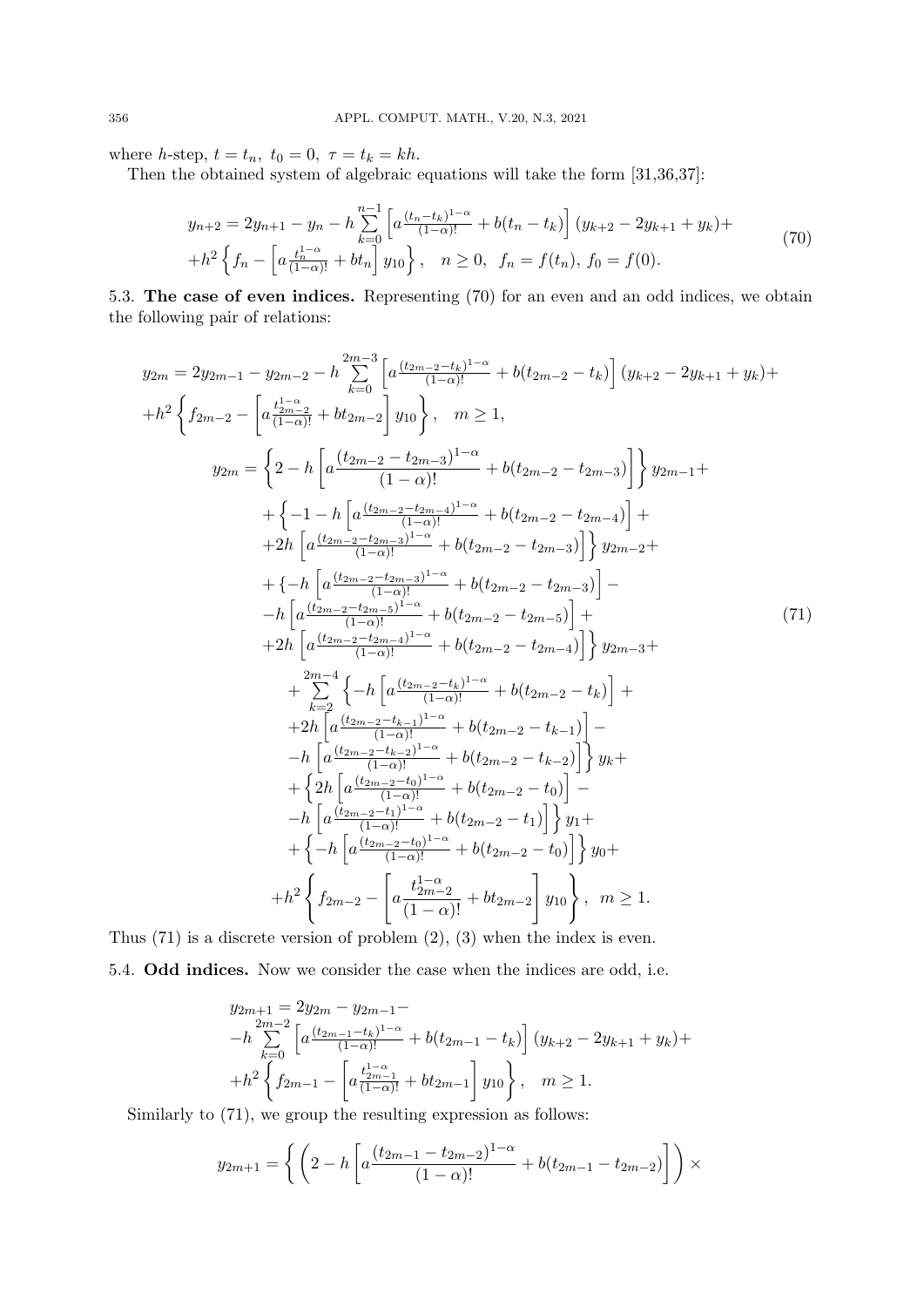where $h$-step, $t = t_n$, $t_0 = 0$, $\tau = t_k = kh$.

Then the obtained system of algebraic equations will take the form [31,36,37]:

$$
\begin{aligned}
&y_{n+2} = 2y_{n+1} - y_n - h\sum_{k=0}^{n-1}\left[a\frac{(t_n-t_k)^{1-\alpha}}{(1-\alpha)!} + b(t_n - t_k)\right](y_{k+2} - 2y_{k+1} + y_k)+ \\
&+h^2\left\{f_n - \left[a\frac{t_n^{1-\alpha}}{(1-\alpha)!} + bt_n\right]y_{10}\right\}, \quad n \geq 0, \quad f_n = f(t_n),\ f_0 = f(0).
\end{aligned}
\tag{70}
$$

5.3. **The case of even indices.** Representing (70) for an even and an odd indices, we obtain the following pair of relations:

$$
\begin{aligned}
&y_{2m} = 2y_{2m-1} - y_{2m-2} - h\sum_{k=0}^{2m-3}\left[a\frac{(t_{2m-2}-t_k)^{1-\alpha}}{(1-\alpha)!} + b(t_{2m-2} - t_k)\right](y_{k+2} - 2y_{k+1} + y_k)+ \\
&+h^2\left\{f_{2m-2} - \left[a\frac{t_{2m-2}^{1-\alpha}}{(1-\alpha)!} + bt_{2m-2}\right]y_{10}\right\}, \quad m \geq 1, \\
&y_{2m} = \left\{2 - h\left[a\frac{(t_{2m-2}-t_{2m-3})^{1-\alpha}}{(1-\alpha)!} + b(t_{2m-2} - t_{2m-3})\right]\right\}y_{2m-1}+ \\
&+\left\{-1 - h\left[a\frac{(t_{2m-2}-t_{2m-4})^{1-\alpha}}{(1-\alpha)!} + b(t_{2m-2} - t_{2m-4})\right]+\right. \\
&\left.+2h\left[a\frac{(t_{2m-2}-t_{2m-3})^{1-\alpha}}{(1-\alpha)!} + b(t_{2m-2} - t_{2m-3})\right]\right\}y_{2m-2}+ \\
&+\left\{-h\left[a\frac{(t_{2m-2}-t_{2m-3})^{1-\alpha}}{(1-\alpha)!} + b(t_{2m-2} - t_{2m-3})\right]-\right. \\
&-h\left[a\frac{(t_{2m-2}-t_{2m-5})^{1-\alpha}}{(1-\alpha)!} + b(t_{2m-2} - t_{2m-5})\right]+ \\
&\left.+2h\left[a\frac{(t_{2m-2}-t_{2m-4})^{1-\alpha}}{(1-\alpha)!} + b(t_{2m-2} - t_{2m-4})\right]\right\}y_{2m-3}+ \\
&+\sum_{k=2}^{2m-4}\left\{-h\left[a\frac{(t_{2m-2}-t_k)^{1-\alpha}}{(1-\alpha)!} + b(t_{2m-2} - t_k)\right]+\right. \\
&+2h\left[a\frac{(t_{2m-2}-t_{k-1})^{1-\alpha}}{(1-\alpha)!} + b(t_{2m-2} - t_{k-1})\right]- \\
&\left.-h\left[a\frac{(t_{2m-2}-t_{k-2})^{1-\alpha}}{(1-\alpha)!} + b(t_{2m-2} - t_{k-2})\right]\right\}y_k+ \\
&+\left\{2h\left[a\frac{(t_{2m-2}-t_0)^{1-\alpha}}{(1-\alpha)!} + b(t_{2m-2} - t_0)\right]-\right. \\
&\left.-h\left[a\frac{(t_{2m-2}-t_1)^{1-\alpha}}{(1-\alpha)!} + b(t_{2m-2} - t_1)\right]\right\}y_1+ \\
&+\left\{-h\left[a\frac{(t_{2m-2}-t_0)^{1-\alpha}}{(1-\alpha)!} + b(t_{2m-2} - t_0)\right]\right\}y_0+ \\
&+h^2\left\{f_{2m-2} - \left[a\frac{t_{2m-2}^{1-\alpha}}{(1-\alpha)!} + bt_{2m-2}\right]y_{10}\right\}, \quad m \geq 1.
\end{aligned}
\tag{71}
$$

Thus (71) is a discrete version of problem (2), (3) when the index is even.

5.4. **Odd indices.** Now we consider the case when the indices are odd, i.e.

$$
\begin{aligned}
&y_{2m+1} = 2y_{2m} - y_{2m-1}- \\
&-h\sum_{k=0}^{2m-2}\left[a\frac{(t_{2m-1}-t_k)^{1-\alpha}}{(1-\alpha)!} + b(t_{2m-1} - t_k)\right](y_{k+2} - 2y_{k+1} + y_k)+ \\
&+h^2\left\{f_{2m-1} - \left[a\frac{t_{2m-1}^{1-\alpha}}{(1-\alpha)!} + bt_{2m-1}\right]y_{10}\right\}, \quad m \geq 1.
\end{aligned}
$$

Similarly to (71), we group the resulting expression as follows:

$$
y_{2m+1} = \left\{\left(2 - h\left[a\frac{(t_{2m-1}-t_{2m-2})^{1-\alpha}}{(1-\alpha)!} + b(t_{2m-1} - t_{2m-2})\right]\right)\times\right.
$$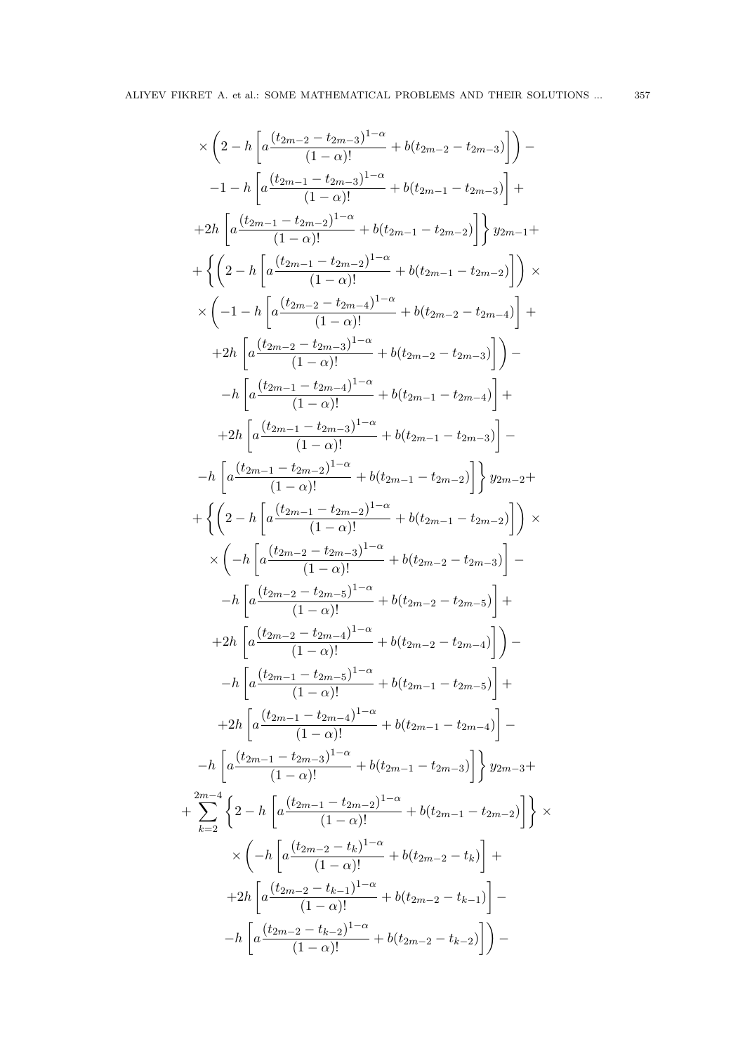$$
\times\left(2-h\left[a\frac{(t_{2m-2}-t_{2m-3})^{1-\alpha}}{(1-\alpha)!}+b(t_{2m-2}-t_{2m-3})\right]\right)-
$$

$$
-1-h\left[a\frac{(t_{2m-1}-t_{2m-3})^{1-\alpha}}{(1-\alpha)!}+b(t_{2m-1}-t_{2m-3})\right]+
$$

$$
+2h\left[a\frac{(t_{2m-1}-t_{2m-2})^{1-\alpha}}{(1-\alpha)!}+b(t_{2m-1}-t_{2m-2})\right]\Bigg\}\, y_{2m-1}+
$$

$$
+\Bigg\{\left(2-h\left[a\frac{(t_{2m-1}-t_{2m-2})^{1-\alpha}}{(1-\alpha)!}+b(t_{2m-1}-t_{2m-2})\right]\right)\times
$$

$$
\times\Bigg(-1-h\left[a\frac{(t_{2m-2}-t_{2m-4})^{1-\alpha}}{(1-\alpha)!}+b(t_{2m-2}-t_{2m-4})\right]+
$$

$$
+2h\left[a\frac{(t_{2m-2}-t_{2m-3})^{1-\alpha}}{(1-\alpha)!}+b(t_{2m-2}-t_{2m-3})\right]\Bigg)-
$$

$$
-h\left[a\frac{(t_{2m-1}-t_{2m-4})^{1-\alpha}}{(1-\alpha)!}+b(t_{2m-1}-t_{2m-4})\right]+
$$

$$
+2h\left[a\frac{(t_{2m-1}-t_{2m-3})^{1-\alpha}}{(1-\alpha)!}+b(t_{2m-1}-t_{2m-3})\right]-
$$

$$
-h\left[a\frac{(t_{2m-1}-t_{2m-2})^{1-\alpha}}{(1-\alpha)!}+b(t_{2m-1}-t_{2m-2})\right]\Bigg\}\, y_{2m-2}+
$$

$$
+\Bigg\{\left(2-h\left[a\frac{(t_{2m-1}-t_{2m-2})^{1-\alpha}}{(1-\alpha)!}+b(t_{2m-1}-t_{2m-2})\right]\right)\times
$$

$$
\times\Bigg(-h\left[a\frac{(t_{2m-2}-t_{2m-3})^{1-\alpha}}{(1-\alpha)!}+b(t_{2m-2}-t_{2m-3})\right]-
$$

$$
-h\left[a\frac{(t_{2m-2}-t_{2m-5})^{1-\alpha}}{(1-\alpha)!}+b(t_{2m-2}-t_{2m-5})\right]+
$$

$$
+2h\left[a\frac{(t_{2m-2}-t_{2m-4})^{1-\alpha}}{(1-\alpha)!}+b(t_{2m-2}-t_{2m-4})\right]\Bigg)-
$$

$$
-h\left[a\frac{(t_{2m-1}-t_{2m-5})^{1-\alpha}}{(1-\alpha)!}+b(t_{2m-1}-t_{2m-5})\right]+
$$

$$
+2h\left[a\frac{(t_{2m-1}-t_{2m-4})^{1-\alpha}}{(1-\alpha)!}+b(t_{2m-1}-t_{2m-4})\right]-
$$

$$
-h\left[a\frac{(t_{2m-1}-t_{2m-3})^{1-\alpha}}{(1-\alpha)!}+b(t_{2m-1}-t_{2m-3})\right]\Bigg\}\, y_{2m-3}+
$$

$$
+\sum_{k=2}^{2m-4}\left\{2-h\left[a\frac{(t_{2m-1}-t_{2m-2})^{1-\alpha}}{(1-\alpha)!}+b(t_{2m-1}-t_{2m-2})\right]\right\}\times
$$

$$
\times\Bigg(-h\left[a\frac{(t_{2m-2}-t_{k})^{1-\alpha}}{(1-\alpha)!}+b(t_{2m-2}-t_{k})\right]+
$$

$$
+2h\left[a\frac{(t_{2m-2}-t_{k-1})^{1-\alpha}}{(1-\alpha)!}+b(t_{2m-2}-t_{k-1})\right]-
$$

$$
-h\left[a\frac{(t_{2m-2}-t_{k-2})^{1-\alpha}}{(1-\alpha)!}+b(t_{2m-2}-t_{k-2})\right]\Bigg)-
$$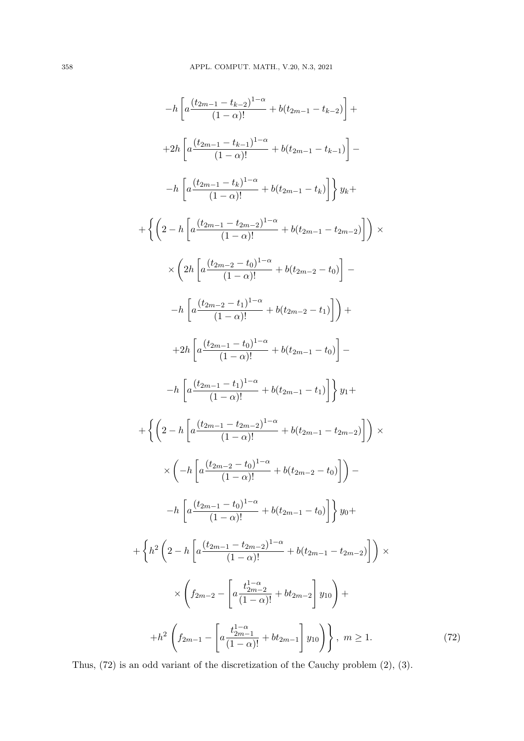$$
-h\left[a\frac{(t_{2m-1}-t_{k-2})^{1-\alpha}}{(1-\alpha)!}+b(t_{2m-1}-t_{k-2})\right]+
$$

$$
+2h\left[a\frac{(t_{2m-1}-t_{k-1})^{1-\alpha}}{(1-\alpha)!}+b(t_{2m-1}-t_{k-1})\right]-
$$

$$
-h\left[a\frac{(t_{2m-1}-t_{k})^{1-\alpha}}{(1-\alpha)!}+b(t_{2m-1}-t_{k})\right]\Bigg\}\,y_k+
$$

$$
+\Bigg\{\left(2-h\left[a\frac{(t_{2m-1}-t_{2m-2})^{1-\alpha}}{(1-\alpha)!}+b(t_{2m-1}-t_{2m-2})\right]\right)\times
$$

$$
\times\left(2h\left[a\frac{(t_{2m-2}-t_{0})^{1-\alpha}}{(1-\alpha)!}+b(t_{2m-2}-t_{0})\right]-\right.
$$

$$
\left.-h\left[a\frac{(t_{2m-2}-t_{1})^{1-\alpha}}{(1-\alpha)!}+b(t_{2m-2}-t_{1})\right]\right)+
$$

$$
+2h\left[a\frac{(t_{2m-1}-t_{0})^{1-\alpha}}{(1-\alpha)!}+b(t_{2m-1}-t_{0})\right]-
$$

$$
-h\left[a\frac{(t_{2m-1}-t_{1})^{1-\alpha}}{(1-\alpha)!}+b(t_{2m-1}-t_{1})\right]\Bigg\}\,y_1+
$$

$$
+\Bigg\{\left(2-h\left[a\frac{(t_{2m-1}-t_{2m-2})^{1-\alpha}}{(1-\alpha)!}+b(t_{2m-1}-t_{2m-2})\right]\right)\times
$$

$$
\times\left(-h\left[a\frac{(t_{2m-2}-t_{0})^{1-\alpha}}{(1-\alpha)!}+b(t_{2m-2}-t_{0})\right]\right)-
$$

$$
-h\left[a\frac{(t_{2m-1}-t_{0})^{1-\alpha}}{(1-\alpha)!}+b(t_{2m-1}-t_{0})\right]\Bigg\}\,y_0+
$$

$$
+\Bigg\{h^2\left(2-h\left[a\frac{(t_{2m-1}-t_{2m-2})^{1-\alpha}}{(1-\alpha)!}+b(t_{2m-1}-t_{2m-2})\right]\right)\times
$$

$$
\times\left(f_{2m-2}-\left[a\frac{t_{2m-2}^{1-\alpha}}{(1-\alpha)!}+bt_{2m-2}\right]y_{10}\right)+
$$

$$
+h^2\left(f_{2m-1}-\left[a\frac{t_{2m-1}^{1-\alpha}}{(1-\alpha)!}+bt_{2m-1}\right]y_{10}\right)\Bigg\},\ m\geq 1. \tag{72}
$$

Thus, (72) is an odd variant of the discretization of the Cauchy problem (2), (3).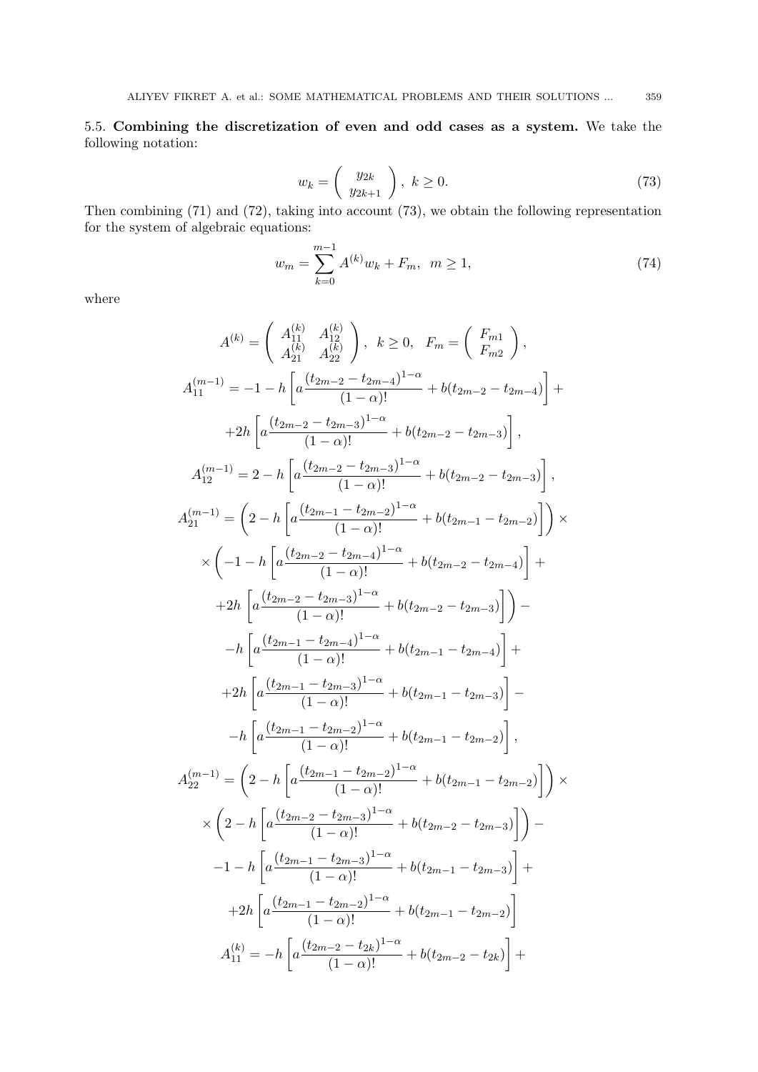5.5. **Combining the discretization of even and odd cases as a system.** We take the following notation:

$$w_k = \begin{pmatrix} y_{2k} \\ y_{2k+1} \end{pmatrix}, \; k \geq 0. \tag{73}$$

Then combining (71) and (72), taking into account (73), we obtain the following representation for the system of algebraic equations:

$$w_m = \sum_{k=0}^{m-1} A^{(k)} w_k + F_m, \;\; m \geq 1, \tag{74}$$

where

$$A^{(k)} = \begin{pmatrix} A_{11}^{(k)} & A_{12}^{(k)} \\ A_{21}^{(k)} & A_{22}^{(k)} \end{pmatrix}, \;\; k \geq 0, \;\; F_m = \begin{pmatrix} F_{m1} \\ F_{m2} \end{pmatrix},$$

$$A_{11}^{(m-1)} = -1 - h\left[a\frac{(t_{2m-2}-t_{2m-4})^{1-\alpha}}{(1-\alpha)!} + b(t_{2m-2}-t_{2m-4})\right] +$$

$$+2h\left[a\frac{(t_{2m-2}-t_{2m-3})^{1-\alpha}}{(1-\alpha)!} + b(t_{2m-2}-t_{2m-3})\right],$$

$$A_{12}^{(m-1)} = 2 - h\left[a\frac{(t_{2m-2}-t_{2m-3})^{1-\alpha}}{(1-\alpha)!} + b(t_{2m-2}-t_{2m-3})\right],$$

$$A_{21}^{(m-1)} = \left(2 - h\left[a\frac{(t_{2m-1}-t_{2m-2})^{1-\alpha}}{(1-\alpha)!} + b(t_{2m-1}-t_{2m-2})\right]\right) \times$$

$$\times\left(-1 - h\left[a\frac{(t_{2m-2}-t_{2m-4})^{1-\alpha}}{(1-\alpha)!} + b(t_{2m-2}-t_{2m-4})\right] +\right.$$

$$\left.+2h\left[a\frac{(t_{2m-2}-t_{2m-3})^{1-\alpha}}{(1-\alpha)!} + b(t_{2m-2}-t_{2m-3})\right]\right) -$$

$$-h\left[a\frac{(t_{2m-1}-t_{2m-4})^{1-\alpha}}{(1-\alpha)!} + b(t_{2m-1}-t_{2m-4})\right] +$$

$$+2h\left[a\frac{(t_{2m-1}-t_{2m-3})^{1-\alpha}}{(1-\alpha)!} + b(t_{2m-1}-t_{2m-3})\right] -$$

$$-h\left[a\frac{(t_{2m-1}-t_{2m-2})^{1-\alpha}}{(1-\alpha)!} + b(t_{2m-1}-t_{2m-2})\right],$$

$$A_{22}^{(m-1)} = \left(2 - h\left[a\frac{(t_{2m-1}-t_{2m-2})^{1-\alpha}}{(1-\alpha)!} + b(t_{2m-1}-t_{2m-2})\right]\right) \times$$

$$\times\left(2 - h\left[a\frac{(t_{2m-2}-t_{2m-3})^{1-\alpha}}{(1-\alpha)!} + b(t_{2m-2}-t_{2m-3})\right]\right) -$$

$$-1 - h\left[a\frac{(t_{2m-1}-t_{2m-3})^{1-\alpha}}{(1-\alpha)!} + b(t_{2m-1}-t_{2m-3})\right] +$$

$$+2h\left[a\frac{(t_{2m-1}-t_{2m-2})^{1-\alpha}}{(1-\alpha)!} + b(t_{2m-1}-t_{2m-2})\right]$$

$$A_{11}^{(k)} = -h\left[a\frac{(t_{2m-2}-t_{2k})^{1-\alpha}}{(1-\alpha)!} + b(t_{2m-2}-t_{2k})\right] +$$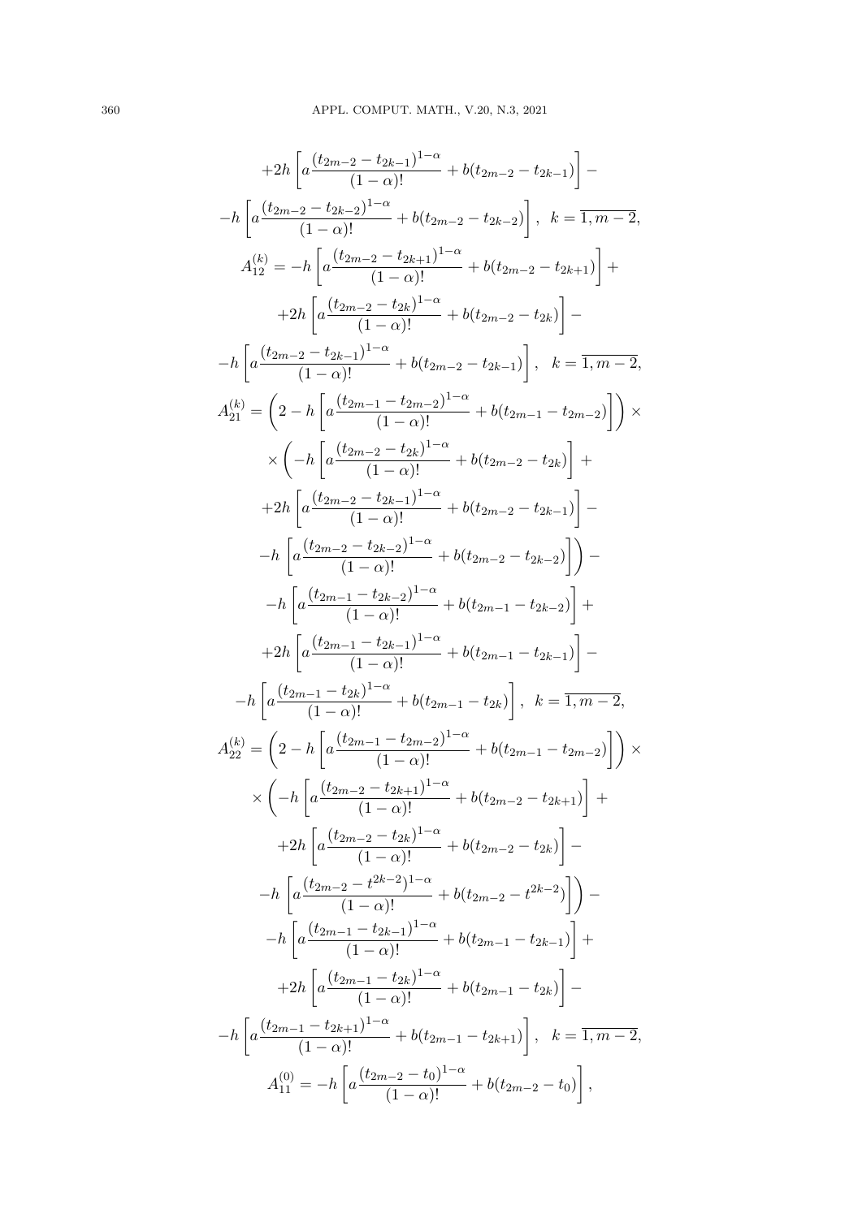$$+2h\left[a\frac{(t_{2m-2}-t_{2k-1})^{1-\alpha}}{(1-\alpha)!}+b(t_{2m-2}-t_{2k-1})\right]-$$

$$-h\left[a\frac{(t_{2m-2}-t_{2k-2})^{1-\alpha}}{(1-\alpha)!}+b(t_{2m-2}-t_{2k-2})\right],\quad k=\overline{1,m-2},$$

$$A_{12}^{(k)}=-h\left[a\frac{(t_{2m-2}-t_{2k+1})^{1-\alpha}}{(1-\alpha)!}+b(t_{2m-2}-t_{2k+1})\right]+$$

$$+2h\left[a\frac{(t_{2m-2}-t_{2k})^{1-\alpha}}{(1-\alpha)!}+b(t_{2m-2}-t_{2k})\right]-$$

$$-h\left[a\frac{(t_{2m-2}-t_{2k-1})^{1-\alpha}}{(1-\alpha)!}+b(t_{2m-2}-t_{2k-1})\right],\quad k=\overline{1,m-2},$$

$$A_{21}^{(k)}=\left(2-h\left[a\frac{(t_{2m-1}-t_{2m-2})^{1-\alpha}}{(1-\alpha)!}+b(t_{2m-1}-t_{2m-2})\right]\right)\times$$

$$\times\left(-h\left[a\frac{(t_{2m-2}-t_{2k})^{1-\alpha}}{(1-\alpha)!}+b(t_{2m-2}-t_{2k})\right]+\right.$$

$$+2h\left[a\frac{(t_{2m-2}-t_{2k-1})^{1-\alpha}}{(1-\alpha)!}+b(t_{2m-2}-t_{2k-1})\right]-$$

$$\left.-h\left[a\frac{(t_{2m-2}-t_{2k-2})^{1-\alpha}}{(1-\alpha)!}+b(t_{2m-2}-t_{2k-2})\right]\right)-$$

$$-h\left[a\frac{(t_{2m-1}-t_{2k-2})^{1-\alpha}}{(1-\alpha)!}+b(t_{2m-1}-t_{2k-2})\right]+$$

$$+2h\left[a\frac{(t_{2m-1}-t_{2k-1})^{1-\alpha}}{(1-\alpha)!}+b(t_{2m-1}-t_{2k-1})\right]-$$

$$-h\left[a\frac{(t_{2m-1}-t_{2k})^{1-\alpha}}{(1-\alpha)!}+b(t_{2m-1}-t_{2k})\right],\quad k=\overline{1,m-2},$$

$$A_{22}^{(k)}=\left(2-h\left[a\frac{(t_{2m-1}-t_{2m-2})^{1-\alpha}}{(1-\alpha)!}+b(t_{2m-1}-t_{2m-2})\right]\right)\times$$

$$\times\left(-h\left[a\frac{(t_{2m-2}-t_{2k+1})^{1-\alpha}}{(1-\alpha)!}+b(t_{2m-2}-t_{2k+1})\right]+\right.$$

$$+2h\left[a\frac{(t_{2m-2}-t_{2k})^{1-\alpha}}{(1-\alpha)!}+b(t_{2m-2}-t_{2k})\right]-$$

$$\left.-h\left[a\frac{(t_{2m-2}-t^{2k-2})^{1-\alpha}}{(1-\alpha)!}+b(t_{2m-2}-t^{2k-2})\right]\right)-$$

$$-h\left[a\frac{(t_{2m-1}-t_{2k-1})^{1-\alpha}}{(1-\alpha)!}+b(t_{2m-1}-t_{2k-1})\right]+$$

$$+2h\left[a\frac{(t_{2m-1}-t_{2k})^{1-\alpha}}{(1-\alpha)!}+b(t_{2m-1}-t_{2k})\right]-$$

$$-h\left[a\frac{(t_{2m-1}-t_{2k+1})^{1-\alpha}}{(1-\alpha)!}+b(t_{2m-1}-t_{2k+1})\right],\quad k=\overline{1,m-2},$$

$$A_{11}^{(0)}=-h\left[a\frac{(t_{2m-2}-t_0)^{1-\alpha}}{(1-\alpha)!}+b(t_{2m-2}-t_0)\right],$$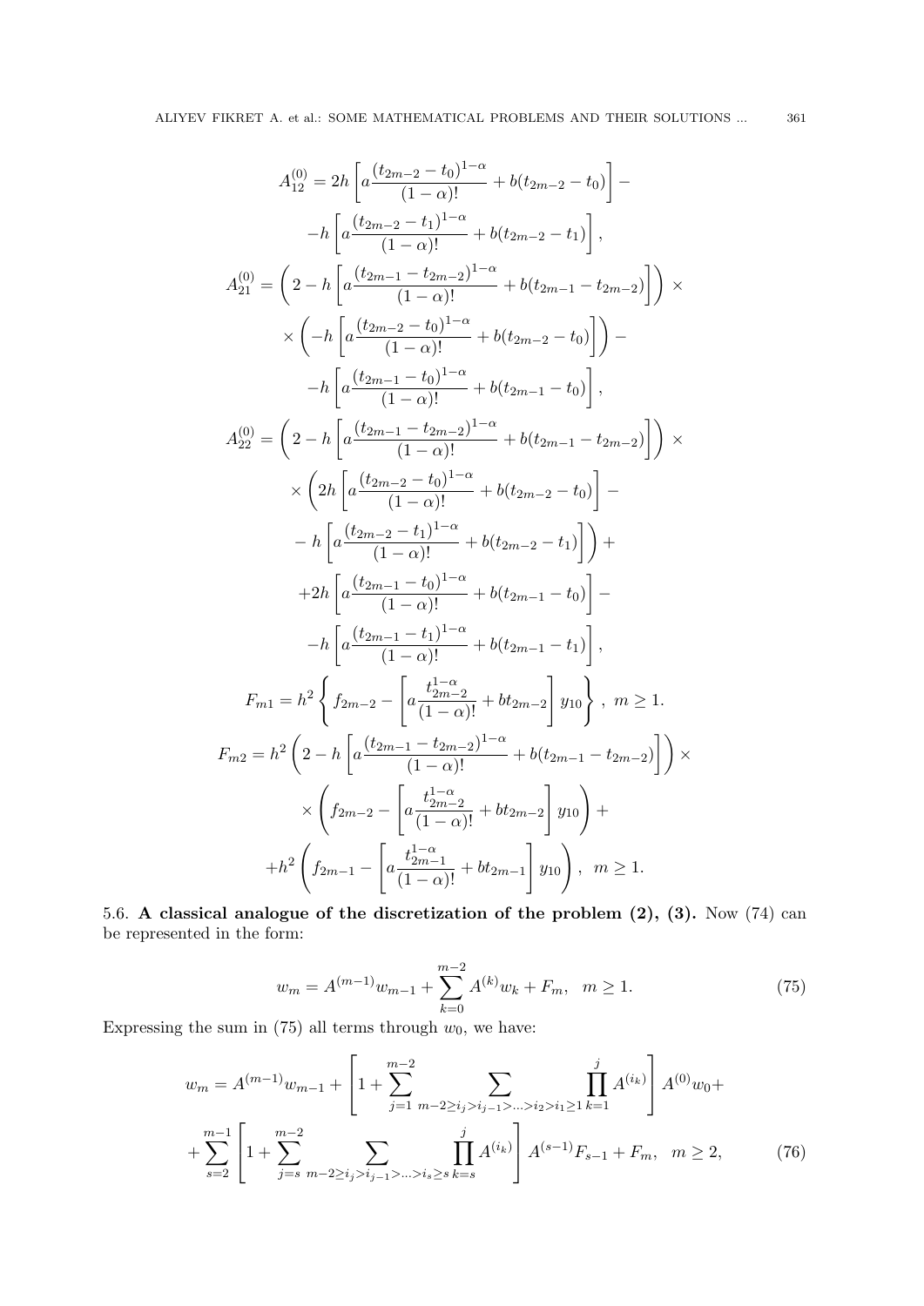$$A_{12}^{(0)} = 2h\left[a\frac{(t_{2m-2}-t_0)^{1-\alpha}}{(1-\alpha)!} + b(t_{2m-2}-t_0)\right] -$$

$$-h\left[a\frac{(t_{2m-2}-t_1)^{1-\alpha}}{(1-\alpha)!} + b(t_{2m-2}-t_1)\right],$$

$$A_{21}^{(0)} = \left(2 - h\left[a\frac{(t_{2m-1}-t_{2m-2})^{1-\alpha}}{(1-\alpha)!} + b(t_{2m-1}-t_{2m-2})\right]\right) \times$$

$$\times\left(-h\left[a\frac{(t_{2m-2}-t_0)^{1-\alpha}}{(1-\alpha)!} + b(t_{2m-2}-t_0)\right]\right) -$$

$$-h\left[a\frac{(t_{2m-1}-t_0)^{1-\alpha}}{(1-\alpha)!} + b(t_{2m-1}-t_0)\right],$$

$$A_{22}^{(0)} = \left(2 - h\left[a\frac{(t_{2m-1}-t_{2m-2})^{1-\alpha}}{(1-\alpha)!} + b(t_{2m-1}-t_{2m-2})\right]\right) \times$$

$$\times\left(2h\left[a\frac{(t_{2m-2}-t_0)^{1-\alpha}}{(1-\alpha)!} + b(t_{2m-2}-t_0)\right] -\right.$$

$$\left.- h\left[a\frac{(t_{2m-2}-t_1)^{1-\alpha}}{(1-\alpha)!} + b(t_{2m-2}-t_1)\right]\right) +$$

$$+2h\left[a\frac{(t_{2m-1}-t_0)^{1-\alpha}}{(1-\alpha)!} + b(t_{2m-1}-t_0)\right] -$$

$$-h\left[a\frac{(t_{2m-1}-t_1)^{1-\alpha}}{(1-\alpha)!} + b(t_{2m-1}-t_1)\right],$$

$$F_{m1} = h^2\left\{f_{2m-2} - \left[a\frac{t_{2m-2}^{1-\alpha}}{(1-\alpha)!} + bt_{2m-2}\right]y_{10}\right\},\ m \geq 1.$$

$$F_{m2} = h^2\left(2 - h\left[a\frac{(t_{2m-1}-t_{2m-2})^{1-\alpha}}{(1-\alpha)!} + b(t_{2m-1}-t_{2m-2})\right]\right) \times$$

$$\times\left(f_{2m-2} - \left[a\frac{t_{2m-2}^{1-\alpha}}{(1-\alpha)!} + bt_{2m-2}\right]y_{10}\right) +$$

$$+h^2\left(f_{2m-1} - \left[a\frac{t_{2m-1}^{1-\alpha}}{(1-\alpha)!} + bt_{2m-1}\right]y_{10}\right),\ \ m \geq 1.$$

5.6. **A classical analogue of the discretization of the problem (2), (3).** Now (74) can be represented in the form:

$$w_m = A^{(m-1)}w_{m-1} + \sum_{k=0}^{m-2} A^{(k)}w_k + F_m, \quad m \geq 1. \tag{75}$$

Expressing the sum in (75) all terms through $w_0$, we have:

$$w_m = A^{(m-1)}w_{m-1} + \left[1 + \sum_{j=1}^{m-2}\ \sum_{m-2\geq i_j > i_{j-1} > \ldots > i_2 > i_1 \geq 1}\ \prod_{k=1}^{j} A^{(i_k)}\right] A^{(0)}w_0 +$$

$$+\sum_{s=2}^{m-1}\left[1 + \sum_{j=s}^{m-2}\ \sum_{m-2\geq i_j > i_{j-1} > \ldots > i_s \geq s}\ \prod_{k=s}^{j} A^{(i_k)}\right] A^{(s-1)}F_{s-1} + F_m, \quad m \geq 2, \tag{76}$$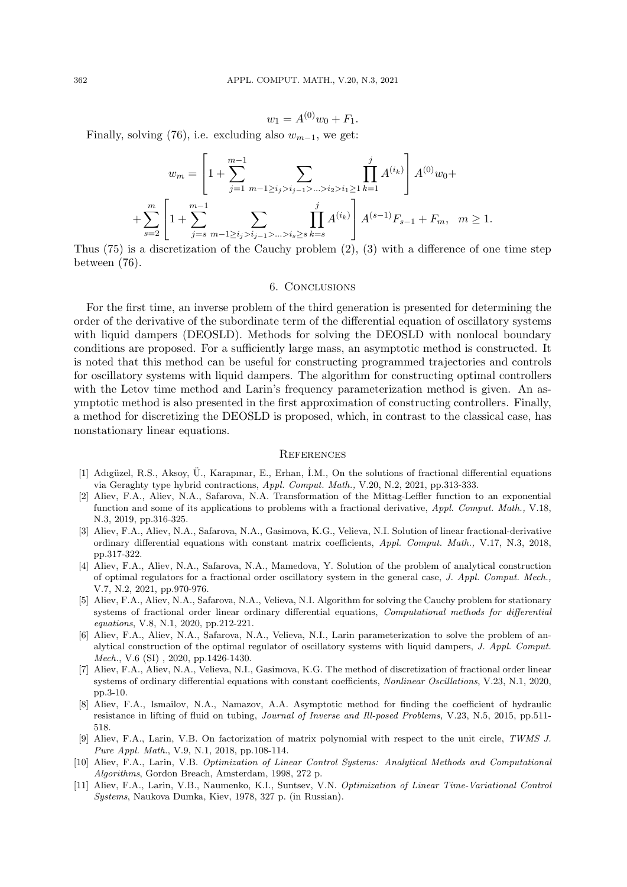$$w_1 = A^{(0)} w_0 + F_1.$$

Finally, solving (76), i.e. excluding also $w_{m-1}$, we get:

$$w_m = \left[ 1 + \sum_{j=1}^{m-1} \sum_{m-1 \geq i_j > i_{j-1} > \ldots > i_2 > i_1 \geq 1} \prod_{k=1}^{j} A^{(i_k)} \right] A^{(0)} w_0 +$$

$$+ \sum_{s=2}^{m} \left[ 1 + \sum_{j=s}^{m-1} \sum_{m-1 \geq i_j > i_{j-1} > \ldots > i_s \geq s} \prod_{k=s}^{j} A^{(i_k)} \right] A^{(s-1)} F_{s-1} + F_m, \quad m \geq 1.$$

Thus (75) is a discretization of the Cauchy problem (2), (3) with a difference of one time step between (76).

## 6. Conclusions

For the first time, an inverse problem of the third generation is presented for determining the order of the derivative of the subordinate term of the differential equation of oscillatory systems with liquid dampers (DEOSLD). Methods for solving the DEOSLD with nonlocal boundary conditions are proposed. For a sufficiently large mass, an asymptotic method is constructed. It is noted that this method can be useful for constructing programmed trajectories and controls for oscillatory systems with liquid dampers. The algorithm for constructing optimal controllers with the Letov time method and Larin's frequency parameterization method is given. An asymptotic method is also presented in the first approximation of constructing controllers. Finally, a method for discretizing the DEOSLD is proposed, which, in contrast to the classical case, has nonstationary linear equations.

## References

[1] Adıgüzel, R.S., Aksoy, Ü., Karapınar, E., Erhan, İ.M., On the solutions of fractional differential equations via Geraghty type hybrid contractions, *Appl. Comput. Math.,* V.20, N.2, 2021, pp.313-333.

[2] Aliev, F.A., Aliev, N.A., Safarova, N.A. Transformation of the Mittag-Leffler function to an exponential function and some of its applications to problems with a fractional derivative, *Appl. Comput. Math.,* V.18, N.3, 2019, pp.316-325.

[3] Aliev, F.A., Aliev, N.A., Safarova, N.A., Gasimova, K.G., Velieva, N.I. Solution of linear fractional-derivative ordinary differential equations with constant matrix coefficients, *Appl. Comput. Math.,* V.17, N.3, 2018, pp.317-322.

[4] Aliev, F.A., Aliev, N.A., Safarova, N.A., Mamedova, Y. Solution of the problem of analytical construction of optimal regulators for a fractional order oscillatory system in the general case, *J. Appl. Comput. Mech.,* V.7, N.2, 2021, pp.970-976.

[5] Aliev, F.A., Aliev, N.A., Safarova, N.A., Velieva, N.I. Algorithm for solving the Cauchy problem for stationary systems of fractional order linear ordinary differential equations, *Computational methods for differential equations*, V.8, N.1, 2020, pp.212-221.

[6] Aliev, F.A., Aliev, N.A., Safarova, N.A., Velieva, N.I., Larin parameterization to solve the problem of analytical construction of the optimal regulator of oscillatory systems with liquid dampers, *J. Appl. Comput. Mech.*, V.6 (SI) , 2020, pp.1426-1430.

[7] Aliev, F.A., Aliev, N.A., Velieva, N.I., Gasimova, K.G. The method of discretization of fractional order linear systems of ordinary differential equations with constant coefficients, *Nonlinear Oscillations*, V.23, N.1, 2020, pp.3-10.

[8] Aliev, F.A., Ismailov, N.A., Namazov, A.A. Asymptotic method for finding the coefficient of hydraulic resistance in lifting of fluid on tubing, *Journal of Inverse and Ill-posed Problems,* V.23, N.5, 2015, pp.511-518.

[9] Aliev, F.A., Larin, V.B. On factorization of matrix polynomial with respect to the unit circle, *TWMS J. Pure Appl. Math.*, V.9, N.1, 2018, pp.108-114.

[10] Aliev, F.A., Larin, V.B. *Optimization of Linear Control Systems: Analytical Methods and Computational Algorithms*, Gordon Breach, Amsterdam, 1998, 272 p.

[11] Aliev, F.A., Larin, V.B., Naumenko, K.I., Suntsev, V.N. *Optimization of Linear Time-Variational Control Systems*, Naukova Dumka, Kiev, 1978, 327 p. (in Russian).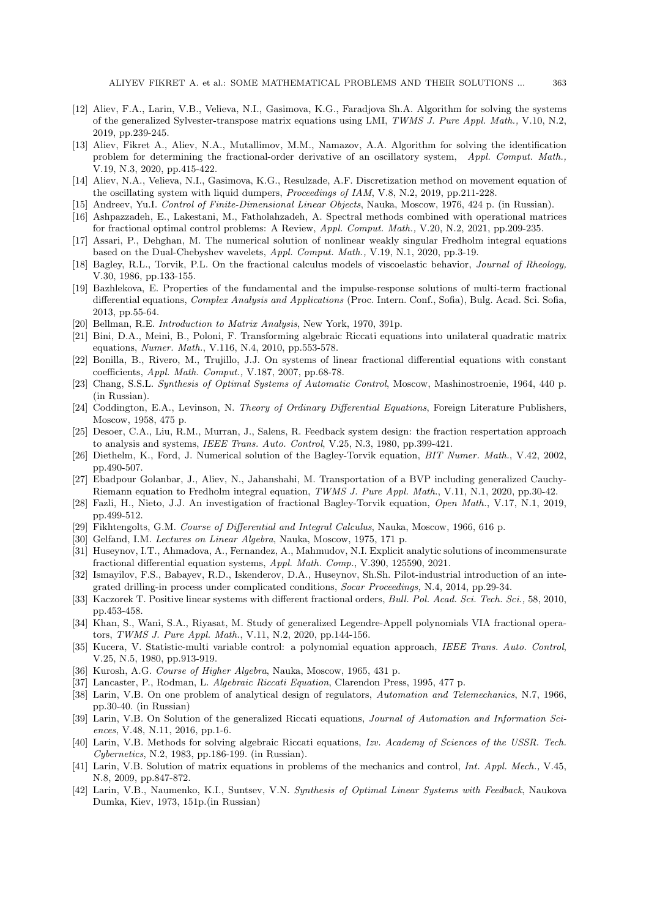[12] Aliev, F.A., Larin, V.B., Velieva, N.I., Gasimova, K.G., Faradjova Sh.A. Algorithm for solving the systems of the generalized Sylvester-transpose matrix equations using LMI, *TWMS J. Pure Appl. Math.,* V.10, N.2, 2019, pp.239-245.

[13] Aliev, Fikret A., Aliev, N.A., Mutallimov, M.M., Namazov, A.A. Algorithm for solving the identification problem for determining the fractional-order derivative of an oscillatory system, *Appl. Comput. Math.,* V.19, N.3, 2020, pp.415-422.

[14] Aliev, N.A., Velieva, N.I., Gasimova, K.G., Resulzade, A.F. Discretization method on movement equation of the oscillating system with liquid dumpers, *Proceedings of IAM*, V.8, N.2, 2019, pp.211-228.

[15] Andreev, Yu.I. *Control of Finite-Dimensional Linear Objects*, Nauka, Moscow, 1976, 424 p. (in Russian).

[16] Ashpazzadeh, E., Lakestani, M., Fatholahzadeh, A. Spectral methods combined with operational matrices for fractional optimal control problems: A Review, *Appl. Comput. Math.,* V.20, N.2, 2021, pp.209-235.

[17] Assari, P., Dehghan, M. The numerical solution of nonlinear weakly singular Fredholm integral equations based on the Dual-Chebyshev wavelets, *Appl. Comput. Math.,* V.19, N.1, 2020, pp.3-19.

[18] Bagley, R.L., Torvik, P.L. On the fractional calculus models of viscoelastic behavior, *Journal of Rheology,* V.30, 1986, pp.133-155.

[19] Bazhlekova, E. Properties of the fundamental and the impulse-response solutions of multi-term fractional differential equations, *Complex Analysis and Applications* (Proc. Intern. Conf., Sofia), Bulg. Acad. Sci. Sofia, 2013, pp.55-64.

[20] Bellman, R.E. *Introduction to Matrix Analysis*, New York, 1970, 391p.

[21] Bini, D.A., Meini, B., Poloni, F. Transforming algebraic Riccati equations into unilateral quadratic matrix equations, *Numer. Math.*, V.116, N.4, 2010, pp.553-578.

[22] Bonilla, B., Rivero, M., Trujillo, J.J. On systems of linear fractional differential equations with constant coefficients, *Appl. Math. Comput.,* V.187, 2007, pp.68-78.

[23] Chang, S.S.L. *Synthesis of Optimal Systems of Automatic Control*, Moscow, Mashinostroenie, 1964, 440 p. (in Russian).

[24] Coddington, E.A., Levinson, N. *Theory of Ordinary Differential Equations*, Foreign Literature Publishers, Moscow, 1958, 475 p.

[25] Desoer, C.A., Liu, R.M., Murran, J., Salens, R. Feedback system design: the fraction respertation approach to analysis and systems, *IEEE Trans. Auto. Control*, V.25, N.3, 1980, pp.399-421.

[26] Diethelm, K., Ford, J. Numerical solution of the Bagley-Torvik equation, *BIT Numer. Math.*, V.42, 2002, pp.490-507.

[27] Ebadpour Golanbar, J., Aliev, N., Jahanshahi, M. Transportation of a BVP including generalized Cauchy-Riemann equation to Fredholm integral equation, *TWMS J. Pure Appl. Math.*, V.11, N.1, 2020, pp.30-42.

[28] Fazli, H., Nieto, J.J. An investigation of fractional Bagley-Torvik equation, *Open Math.*, V.17, N.1, 2019, pp.499-512.

[29] Fikhtengolts, G.M. *Course of Differential and Integral Calculus*, Nauka, Moscow, 1966, 616 p.

[30] Gelfand, I.M. *Lectures on Linear Algebra*, Nauka, Moscow, 1975, 171 p.

[31] Huseynov, I.T., Ahmadova, A., Fernandez, A., Mahmudov, N.I. Explicit analytic solutions of incommensurate fractional differential equation systems, *Appl. Math. Comp.*, V.390, 125590, 2021.

[32] Ismayilov, F.S., Babayev, R.D., Iskenderov, D.A., Huseynov, Sh.Sh. Pilot-industrial introduction of an integrated drilling-in process under complicated conditions, *Socar Proceedings,* N.4, 2014, pp.29-34.

[33] Kaczorek T. Positive linear systems with different fractional orders, *Bull. Pol. Acad. Sci. Tech. Sci.,* 58, 2010, pp.453-458.

[34] Khan, S., Wani, S.A., Riyasat, M. Study of generalized Legendre-Appell polynomials VIA fractional operators, *TWMS J. Pure Appl. Math.*, V.11, N.2, 2020, pp.144-156.

[35] Kucera, V. Statistic-multi variable control: a polynomial equation approach, *IEEE Trans. Auto. Control*, V.25, N.5, 1980, pp.913-919.

[36] Kurosh, A.G. *Course of Higher Algebra*, Nauka, Moscow, 1965, 431 p.

[37] Lancaster, P., Rodman, L. *Algebraic Riccati Equation*, Clarendon Press, 1995, 477 p.

[38] Larin, V.B. On one problem of analytical design of regulators, *Automation and Telemechanics*, N.7, 1966, pp.30-40. (in Russian)

[39] Larin, V.B. On Solution of the generalized Riccati equations, *Journal of Automation and Information Sciences*, V.48, N.11, 2016, pp.1-6.

[40] Larin, V.B. Methods for solving algebraic Riccati equations, *Izv. Academy of Sciences of the USSR. Tech. Cybernetics*, N.2, 1983, pp.186-199. (in Russian).

[41] Larin, V.B. Solution of matrix equations in problems of the mechanics and control, *Int. Appl. Mech.,* V.45, N.8, 2009, pp.847-872.

[42] Larin, V.B., Naumenko, K.I., Suntsev, V.N. *Synthesis of Optimal Linear Systems with Feedback*, Naukova Dumka, Kiev, 1973, 151p.(in Russian)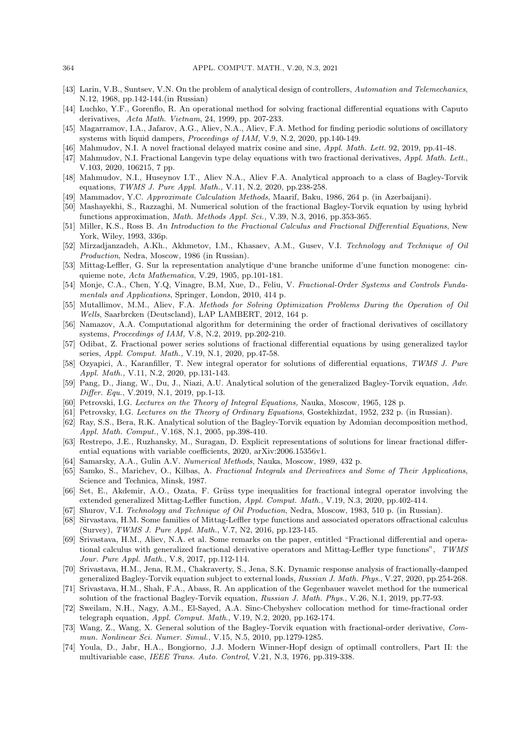[43] Larin, V.B., Suntsev, V.N. On the problem of analytical design of controllers, *Automation and Telemechanics*, N.12, 1968, pp.142-144.(in Russian)

[44] Luchko, Y.F., Gorenflo, R. An operational method for solving fractional differential equations with Caputo derivatives, *Acta Math. Vietnam*, 24, 1999, pp. 207-233.

[45] Magarramov, I.A., Jafarov, A.G., Aliev, N.A., Aliev, F.A. Method for finding periodic solutions of oscillatory systems with liquid dampers, *Proceedings of IAM*, V.9, N.2, 2020, pp.140-149.

[46] Mahmudov, N.I. A novel fractional delayed matrix cosine and sine, *Appl. Math. Lett.* 92, 2019, pp.41-48.

[47] Mahmudov, N.I. Fractional Langevin type delay equations with two fractional derivatives, *Appl. Math. Lett.*, V.103, 2020, 106215, 7 pp.

[48] Mahmudov, N.I., Huseynov I.T., Aliev N.A., Aliev F.A. Analytical approach to a class of Bagley-Torvik equations, *TWMS J. Pure Appl. Math.*, V.11, N.2, 2020, pp.238-258.

[49] Mammadov, Y.C. *Approximate Calculation Methods*, Maarif, Baku, 1986, 264 p. (in Azerbaijani).

[50] Mashayekhi, S., Razzaghi, M. Numerical solution of the fractional Bagley-Torvik equation by using hybrid functions approximation, *Math. Methods Appl. Sci.*, V.39, N.3, 2016, pp.353-365.

[51] Miller, K.S., Ross B. *An Introduction to the Fractional Calculus and Fractional Differential Equations*, New York, Wiley, 1993, 336p.

[52] Mirzadjanzadeh, A.Kh., Akhmetov, I.M., Khasaev, A.M., Gusev, V.I. *Technology and Technique of Oil Production*, Nedra, Moscow, 1986 (in Russian).

[53] Mittag-Leffler, G. Sur la representation analytique d'une branche uniforme d'une function monogene: cinquieme note, *Acta Mathematica*, V.29, 1905, pp.101-181.

[54] Monje, C.A., Chen, Y.Q, Vinagre, B.M, Xue, D., Feliu, V. *Fractional-Order Systems and Controls Fundamentals and Applications*, Springer, London, 2010, 414 p.

[55] Mutallimov, M.M., Aliev, F.A. *Methods for Solving Optimization Problems During the Operation of Oil Wells*, Saarbrcken (Deutscland), LAP LAMBERT, 2012, 164 p.

[56] Namazov, A.A. Computational algorithm for determining the order of fractional derivatives of oscillatory systems, *Proceedings of IAM*, V.8, N.2, 2019, pp.202-210.

[57] Odibat, Z. Fractional power series solutions of fractional differential equations by using generalized taylor series, *Appl. Comput. Math.*, V.19, N.1, 2020, pp.47-58.

[58] Ozyapici, A., Karanfiller, T. New integral operator for solutions of differential equations, *TWMS J. Pure Appl. Math.*, V.11, N.2, 2020, pp.131-143.

[59] Pang, D., Jiang, W., Du, J., Niazi, A.U. Analytical solution of the generalized Bagley-Torvik equation, *Adv. Differ. Equ.*, V.2019, N.1, 2019, pp.1-13.

[60] Petrovski, I.G. *Lectures on the Theory of Integral Equations*, Nauka, Moscow, 1965, 128 p.

[61] Petrovsky, I.G. *Lectures on the Theory of Ordinary Equations*, Gostekhizdat, 1952, 232 p. (in Russian).

[62] Ray, S.S., Bera, R.K. Analytical solution of the Bagley-Torvik equation by Adomian decomposition method, *Appl. Math. Comput.*, V.168, N.1, 2005, pp.398-410.

[63] Restrepo, J.E., Ruzhansky, M., Suragan, D. Explicit representations of solutions for linear fractional differential equations with variable coefficients, 2020, arXiv:2006.15356v1.

[64] Samarsky, A.A., Gulin A.V. *Numerical Methods*, Nauka, Moscow, 1989, 432 p.

[65] Samko, S., Marichev, O., Kilbas, A. *Fractional Integrals and Derivatives and Some of Their Applications*, Science and Technica, Minsk, 1987.

[66] Set, E., Akdemir, A.O., Ozata, F. Grüss type inequalities for fractional integral operator involving the extended generalized Mittag-Leffler function, *Appl. Comput. Math.*, V.19, N.3, 2020, pp.402-414.

[67] Shurov, V.I. *Technology and Technique of Oil Production*, Nedra, Moscow, 1983, 510 p. (in Russian).

[68] Sirvastava, H.M. Some families of Mittag-Leffler type functions and associated operators offractional calculus (Survey), *TWMS J. Pure Appl. Math.*, V.7, N2, 2016, pp.123-145.

[69] Srivastava, H.M., Aliev, N.A. et al. Some remarks on the paper, entitled "Fractional differential and operational calculus with generalized fractional derivative operators and Mittag-Leffler type functions", *TWMS Jour. Pure Appl. Math.*, V.8, 2017, pp.112-114.

[70] Srivastava, H.M., Jena, R.M., Chakraverty, S., Jena, S.K. Dynamic response analysis of fractionally-damped generalized Bagley-Torvik equation subject to external loads, *Russian J. Math. Phys.*, V.27, 2020, pp.254-268.

[71] Srivastava, H.M., Shah, F.A., Abass, R. An application of the Gegenbauer wavelet method for the numerical solution of the fractional Bagley-Torvik equation, *Russian J. Math. Phys.*, V.26, N.1, 2019, pp.77-93.

[72] Sweilam, N.H., Nagy, A.M., El-Sayed, A.A. Sinc-Chebyshev collocation method for time-fractional order telegraph equation, *Appl. Comput. Math.*, V.19, N.2, 2020, pp.162-174.

[73] Wang, Z., Wang, X. General solution of the Bagley-Torvik equation with fractional-order derivative, *Commun. Nonlinear Sci. Numer. Simul.*, V.15, N.5, 2010, pp.1279-1285.

[74] Youla, D., Jabr, H.A., Bongiorno, J.J. Modern Winner-Hopf design of optimall controllers, Part II: the multivariable case, *IEEE Trans. Auto. Control*, V.21, N.3, 1976, pp.319-338.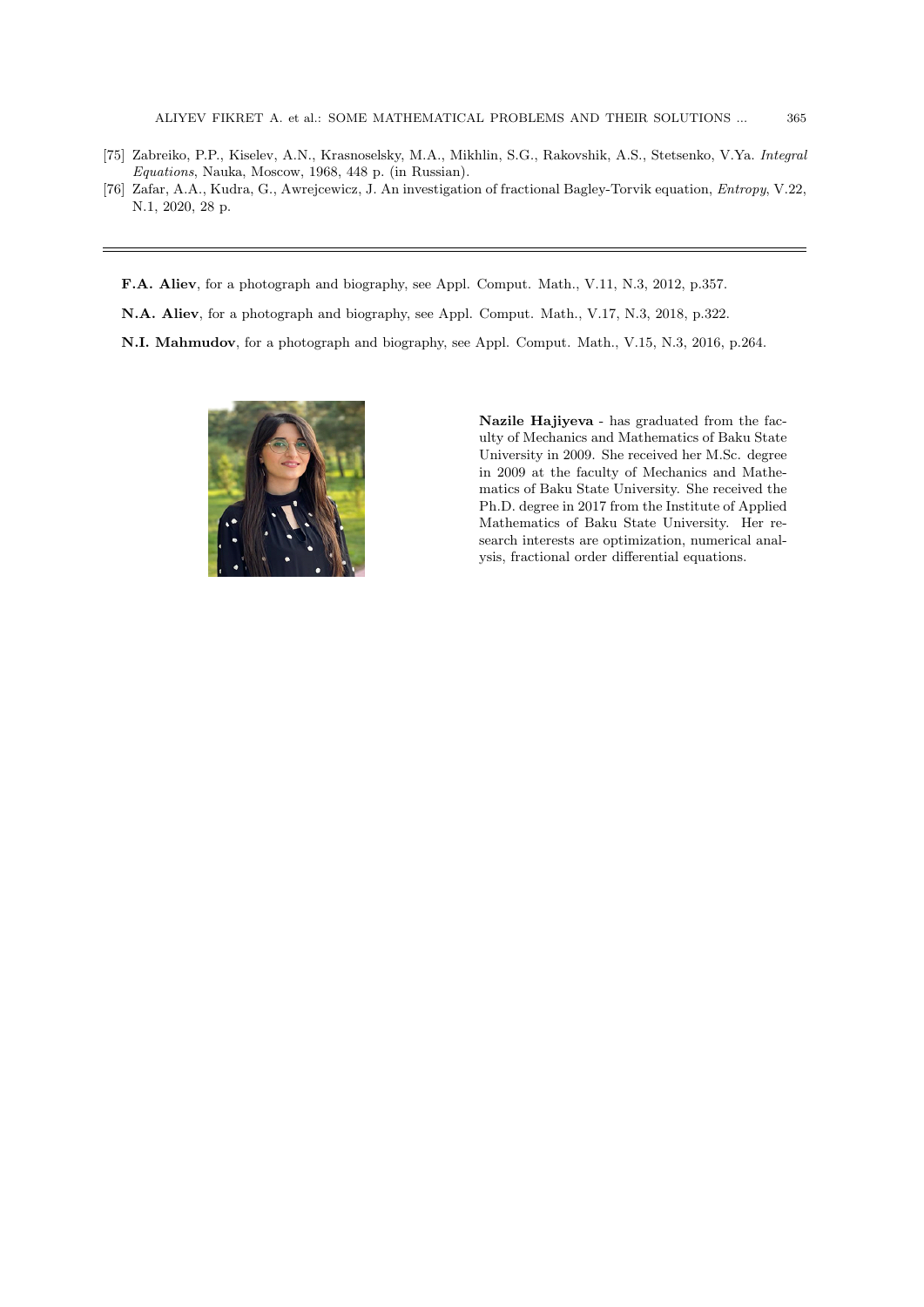[75] Zabreiko, P.P., Kiselev, A.N., Krasnoselsky, M.A., Mikhlin, S.G., Rakovshik, A.S., Stetsenko, V.Ya. *Integral Equations*, Nauka, Moscow, 1968, 448 p. (in Russian).

[76] Zafar, A.A., Kudra, G., Awrejcewicz, J. An investigation of fractional Bagley-Torvik equation, *Entropy*, V.22, N.1, 2020, 28 p.

---

**F.A. Aliev**, for a photograph and biography, see Appl. Comput. Math., V.11, N.3, 2012, p.357.

**N.A. Aliev**, for a photograph and biography, see Appl. Comput. Math., V.17, N.3, 2018, p.322.

**N.I. Mahmudov**, for a photograph and biography, see Appl. Comput. Math., V.15, N.3, 2016, p.264.

**Nazile Hajiyeva** - has graduated from the faculty of Mechanics and Mathematics of Baku State University in 2009. She received her M.Sc. degree in 2009 at the faculty of Mechanics and Mathematics of Baku State University. She received the Ph.D. degree in 2017 from the Institute of Applied Mathematics of Baku State University. Her research interests are optimization, numerical analysis, fractional order differential equations.